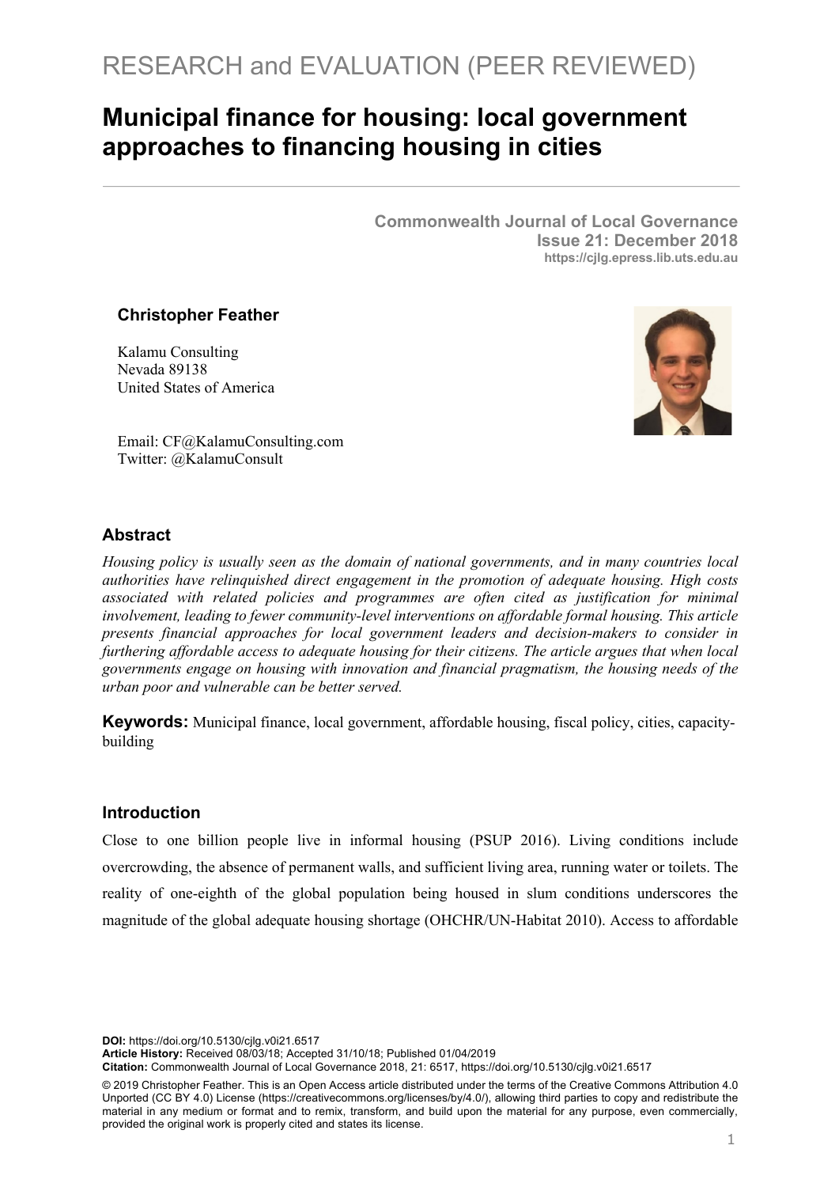RESEARCH and EVALUATION (PEER REVIEWED)

# Municipal finance for housing: local government approaches to financing housing in cities

**Commonwealth Journal of Local Governance**
**Issue 21: December 2018**
**https://cjlg.epress.lib.uts.edu.au**

**Christopher Feather**

Kalamu Consulting
Nevada 89138
United States of America

Email: CF@KalamuConsulting.com
Twitter: @KalamuConsult

## Abstract

*Housing policy is usually seen as the domain of national governments, and in many countries local authorities have relinquished direct engagement in the promotion of adequate housing. High costs associated with related policies and programmes are often cited as justification for minimal involvement, leading to fewer community-level interventions on affordable formal housing. This article presents financial approaches for local government leaders and decision-makers to consider in furthering affordable access to adequate housing for their citizens. The article argues that when local governments engage on housing with innovation and financial pragmatism, the housing needs of the urban poor and vulnerable can be better served.*

**Keywords:** Municipal finance, local government, affordable housing, fiscal policy, cities, capacity-building

## Introduction

Close to one billion people live in informal housing (PSUP 2016). Living conditions include overcrowding, the absence of permanent walls, and sufficient living area, running water or toilets. The reality of one-eighth of the global population being housed in slum conditions underscores the magnitude of the global adequate housing shortage (OHCHR/UN-Habitat 2010). Access to affordable

**DOI:** https://doi.org/10.5130/cjlg.v0i21.6517
**Article History:** Received 08/03/18; Accepted 31/10/18; Published 01/04/2019
**Citation:** Commonwealth Journal of Local Governance 2018, 21: 6517, https://doi.org/10.5130/cjlg.v0i21.6517

© 2019 Christopher Feather. This is an Open Access article distributed under the terms of the Creative Commons Attribution 4.0 Unported (CC BY 4.0) License (https://creativecommons.org/licenses/by/4.0/), allowing third parties to copy and redistribute the material in any medium or format and to remix, transform, and build upon the material for any purpose, even commercially, provided the original work is properly cited and states its license.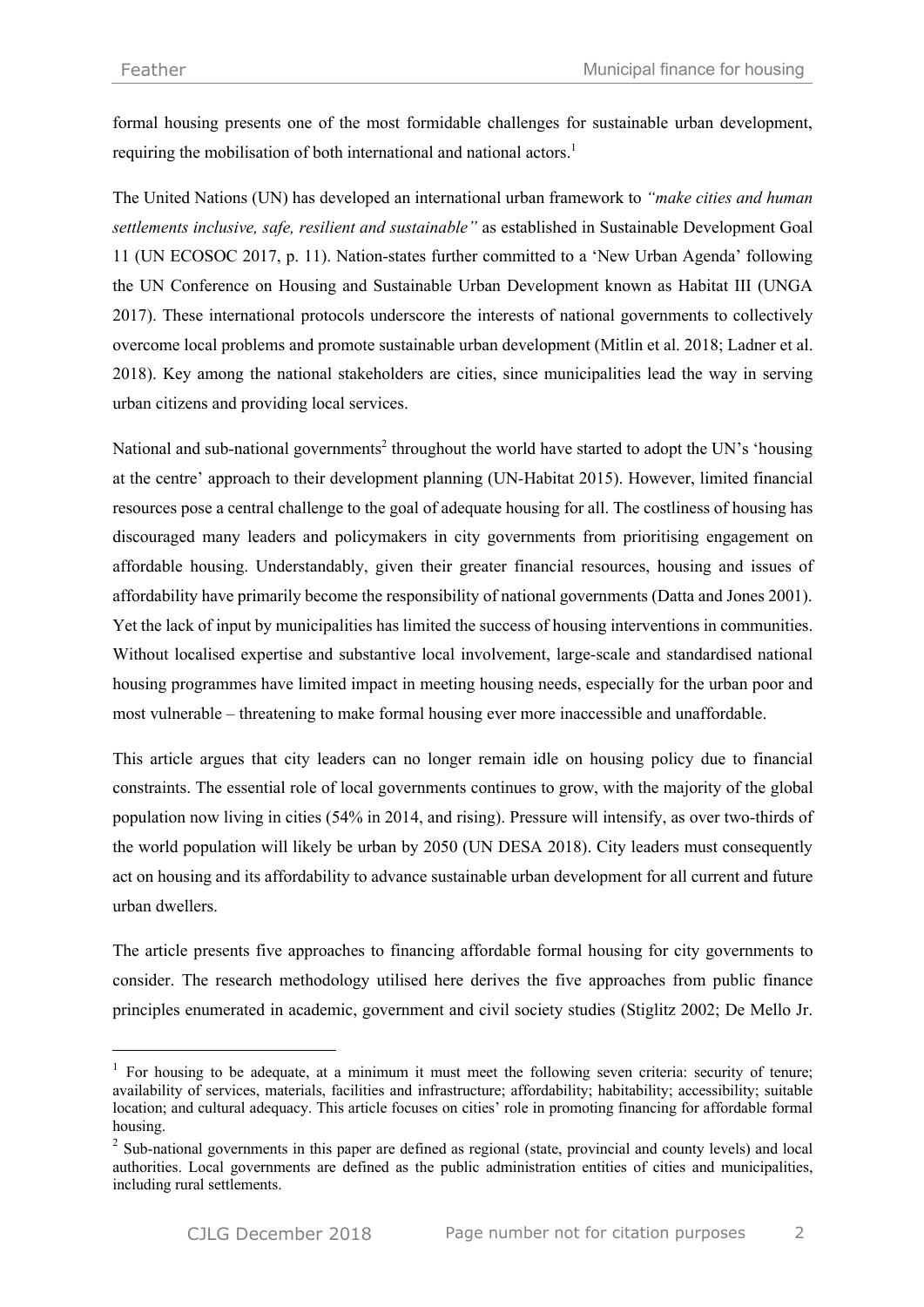formal housing presents one of the most formidable challenges for sustainable urban development, requiring the mobilisation of both international and national actors.[1]

The United Nations (UN) has developed an international urban framework to *"make cities and human settlements inclusive, safe, resilient and sustainable"* as established in Sustainable Development Goal 11 (UN ECOSOC 2017, p. 11). Nation-states further committed to a 'New Urban Agenda' following the UN Conference on Housing and Sustainable Urban Development known as Habitat III (UNGA 2017). These international protocols underscore the interests of national governments to collectively overcome local problems and promote sustainable urban development (Mitlin et al. 2018; Ladner et al. 2018). Key among the national stakeholders are cities, since municipalities lead the way in serving urban citizens and providing local services.

National and sub-national governments[2] throughout the world have started to adopt the UN's 'housing at the centre' approach to their development planning (UN-Habitat 2015). However, limited financial resources pose a central challenge to the goal of adequate housing for all. The costliness of housing has discouraged many leaders and policymakers in city governments from prioritising engagement on affordable housing. Understandably, given their greater financial resources, housing and issues of affordability have primarily become the responsibility of national governments (Datta and Jones 2001). Yet the lack of input by municipalities has limited the success of housing interventions in communities. Without localised expertise and substantive local involvement, large-scale and standardised national housing programmes have limited impact in meeting housing needs, especially for the urban poor and most vulnerable – threatening to make formal housing ever more inaccessible and unaffordable.

This article argues that city leaders can no longer remain idle on housing policy due to financial constraints. The essential role of local governments continues to grow, with the majority of the global population now living in cities (54% in 2014, and rising). Pressure will intensify, as over two-thirds of the world population will likely be urban by 2050 (UN DESA 2018). City leaders must consequently act on housing and its affordability to advance sustainable urban development for all current and future urban dwellers.

The article presents five approaches to financing affordable formal housing for city governments to consider. The research methodology utilised here derives the five approaches from public finance principles enumerated in academic, government and civil society studies (Stiglitz 2002; De Mello Jr.

---

[1] For housing to be adequate, at a minimum it must meet the following seven criteria: security of tenure; availability of services, materials, facilities and infrastructure; affordability; habitability; accessibility; suitable location; and cultural adequacy. This article focuses on cities' role in promoting financing for affordable formal housing.

[2] Sub-national governments in this paper are defined as regional (state, provincial and county levels) and local authorities. Local governments are defined as the public administration entities of cities and municipalities, including rural settlements.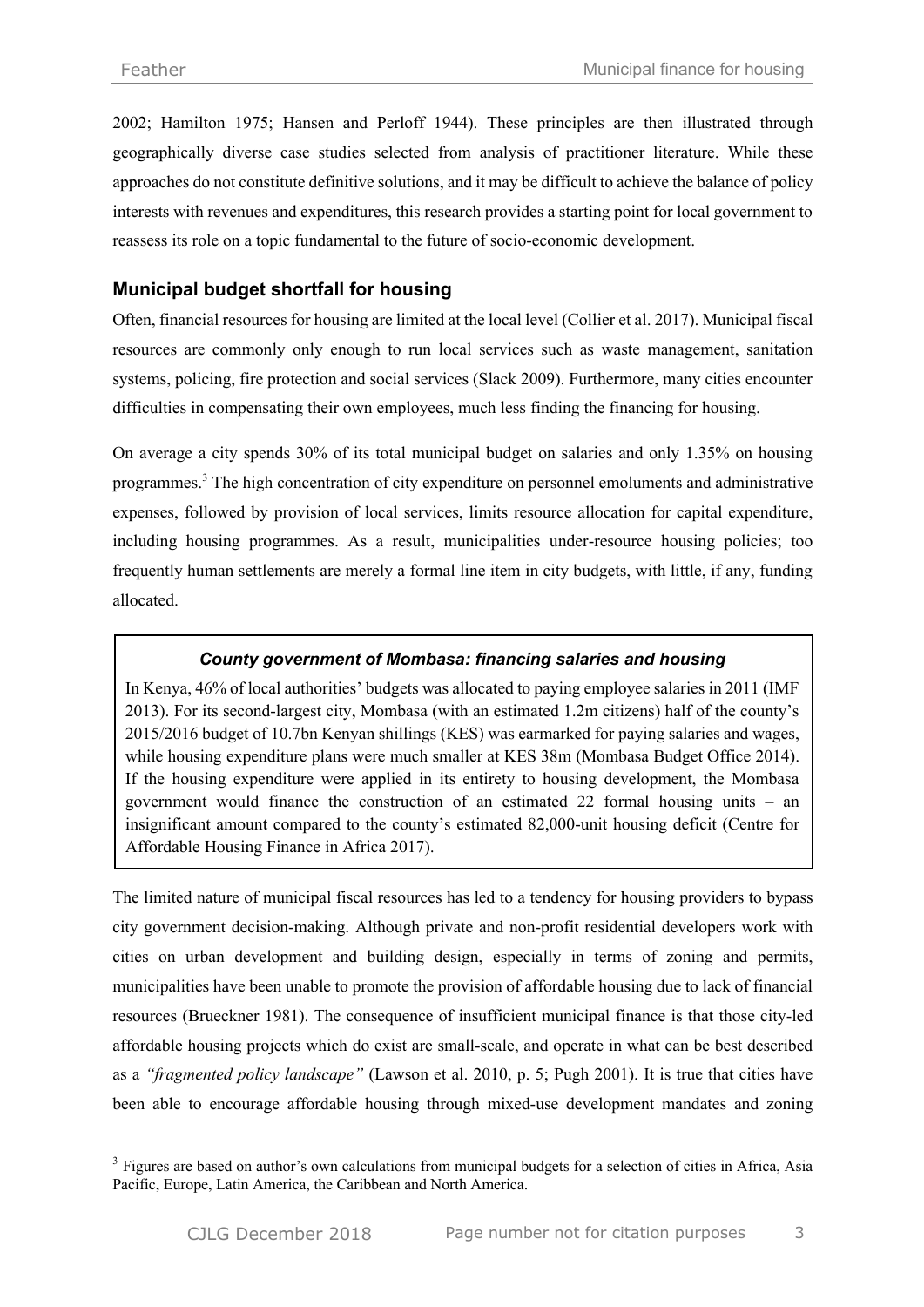2002; Hamilton 1975; Hansen and Perloff 1944). These principles are then illustrated through geographically diverse case studies selected from analysis of practitioner literature. While these approaches do not constitute definitive solutions, and it may be difficult to achieve the balance of policy interests with revenues and expenditures, this research provides a starting point for local government to reassess its role on a topic fundamental to the future of socio-economic development.

## Municipal budget shortfall for housing

Often, financial resources for housing are limited at the local level (Collier et al. 2017). Municipal fiscal resources are commonly only enough to run local services such as waste management, sanitation systems, policing, fire protection and social services (Slack 2009). Furthermore, many cities encounter difficulties in compensating their own employees, much less finding the financing for housing.

On average a city spends 30% of its total municipal budget on salaries and only 1.35% on housing programmes.[3] The high concentration of city expenditure on personnel emoluments and administrative expenses, followed by provision of local services, limits resource allocation for capital expenditure, including housing programmes. As a result, municipalities under-resource housing policies; too frequently human settlements are merely a formal line item in city budgets, with little, if any, funding allocated.

> ***County government of Mombasa: financing salaries and housing***
>
> In Kenya, 46% of local authorities' budgets was allocated to paying employee salaries in 2011 (IMF 2013). For its second-largest city, Mombasa (with an estimated 1.2m citizens) half of the county's 2015/2016 budget of 10.7bn Kenyan shillings (KES) was earmarked for paying salaries and wages, while housing expenditure plans were much smaller at KES 38m (Mombasa Budget Office 2014). If the housing expenditure were applied in its entirety to housing development, the Mombasa government would finance the construction of an estimated 22 formal housing units – an insignificant amount compared to the county's estimated 82,000-unit housing deficit (Centre for Affordable Housing Finance in Africa 2017).

The limited nature of municipal fiscal resources has led to a tendency for housing providers to bypass city government decision-making. Although private and non-profit residential developers work with cities on urban development and building design, especially in terms of zoning and permits, municipalities have been unable to promote the provision of affordable housing due to lack of financial resources (Brueckner 1981). The consequence of insufficient municipal finance is that those city-led affordable housing projects which do exist are small-scale, and operate in what can be best described as a *"fragmented policy landscape"* (Lawson et al. 2010, p. 5; Pugh 2001). It is true that cities have been able to encourage affordable housing through mixed-use development mandates and zoning

---

[3] Figures are based on author's own calculations from municipal budgets for a selection of cities in Africa, Asia Pacific, Europe, Latin America, the Caribbean and North America.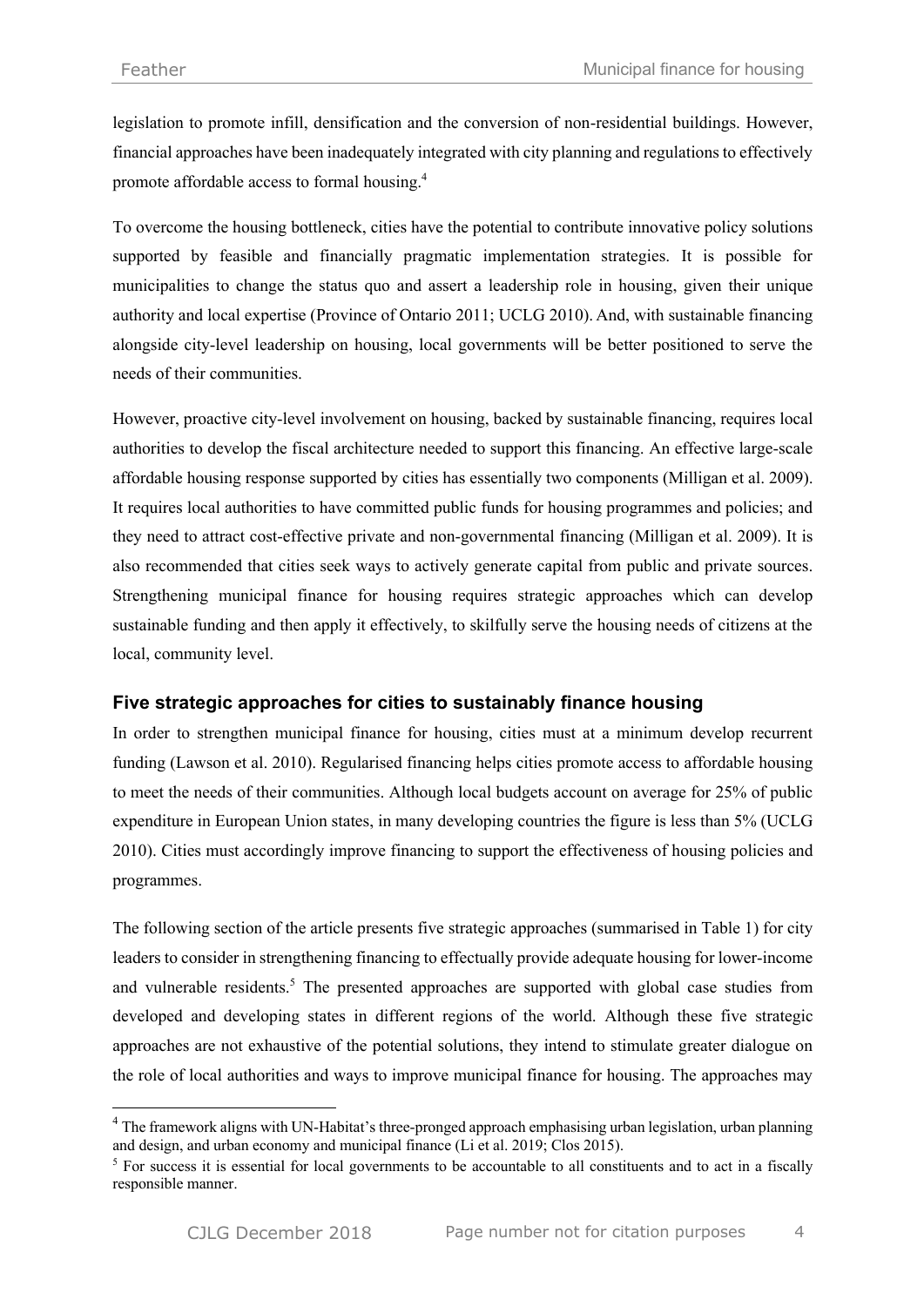legislation to promote infill, densification and the conversion of non-residential buildings. However, financial approaches have been inadequately integrated with city planning and regulations to effectively promote affordable access to formal housing.[4]

To overcome the housing bottleneck, cities have the potential to contribute innovative policy solutions supported by feasible and financially pragmatic implementation strategies. It is possible for municipalities to change the status quo and assert a leadership role in housing, given their unique authority and local expertise (Province of Ontario 2011; UCLG 2010). And, with sustainable financing alongside city-level leadership on housing, local governments will be better positioned to serve the needs of their communities.

However, proactive city-level involvement on housing, backed by sustainable financing, requires local authorities to develop the fiscal architecture needed to support this financing. An effective large-scale affordable housing response supported by cities has essentially two components (Milligan et al. 2009). It requires local authorities to have committed public funds for housing programmes and policies; and they need to attract cost-effective private and non-governmental financing (Milligan et al. 2009). It is also recommended that cities seek ways to actively generate capital from public and private sources. Strengthening municipal finance for housing requires strategic approaches which can develop sustainable funding and then apply it effectively, to skilfully serve the housing needs of citizens at the local, community level.

### Five strategic approaches for cities to sustainably finance housing

In order to strengthen municipal finance for housing, cities must at a minimum develop recurrent funding (Lawson et al. 2010). Regularised financing helps cities promote access to affordable housing to meet the needs of their communities. Although local budgets account on average for 25% of public expenditure in European Union states, in many developing countries the figure is less than 5% (UCLG 2010). Cities must accordingly improve financing to support the effectiveness of housing policies and programmes.

The following section of the article presents five strategic approaches (summarised in Table 1) for city leaders to consider in strengthening financing to effectually provide adequate housing for lower-income and vulnerable residents.[5] The presented approaches are supported with global case studies from developed and developing states in different regions of the world. Although these five strategic approaches are not exhaustive of the potential solutions, they intend to stimulate greater dialogue on the role of local authorities and ways to improve municipal finance for housing. The approaches may

---

[4] The framework aligns with UN-Habitat's three-pronged approach emphasising urban legislation, urban planning and design, and urban economy and municipal finance (Li et al. 2019; Clos 2015).

[5] For success it is essential for local governments to be accountable to all constituents and to act in a fiscally responsible manner.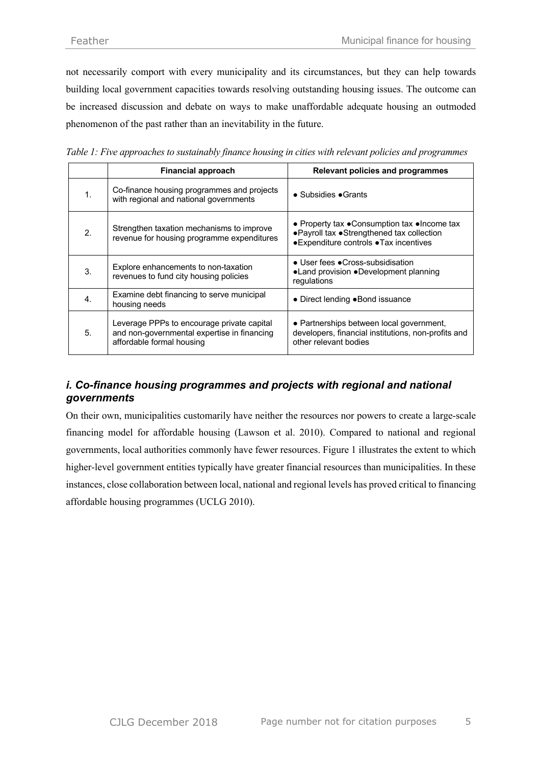not necessarily comport with every municipality and its circumstances, but they can help towards building local government capacities towards resolving outstanding housing issues. The outcome can be increased discussion and debate on ways to make unaffordable adequate housing an outmoded phenomenon of the past rather than an inevitability in the future.

*Table 1: Five approaches to sustainably finance housing in cities with relevant policies and programmes*

| | Financial approach | Relevant policies and programmes |
|---|---|---|
| 1. | Co-finance housing programmes and projects with regional and national governments | ● Subsidies ●Grants |
| 2. | Strengthen taxation mechanisms to improve revenue for housing programme expenditures | ● Property tax ●Consumption tax ●Income tax ●Payroll tax ●Strengthened tax collection ●Expenditure controls ●Tax incentives |
| 3. | Explore enhancements to non-taxation revenues to fund city housing policies | ● User fees ●Cross-subsidisation ●Land provision ●Development planning regulations |
| 4. | Examine debt financing to serve municipal housing needs | ● Direct lending ●Bond issuance |
| 5. | Leverage PPPs to encourage private capital and non-governmental expertise in financing affordable formal housing | ● Partnerships between local government, developers, financial institutions, non-profits and other relevant bodies |

### *i. Co-finance housing programmes and projects with regional and national governments*

On their own, municipalities customarily have neither the resources nor powers to create a large-scale financing model for affordable housing (Lawson et al. 2010). Compared to national and regional governments, local authorities commonly have fewer resources. Figure 1 illustrates the extent to which higher-level government entities typically have greater financial resources than municipalities. In these instances, close collaboration between local, national and regional levels has proved critical to financing affordable housing programmes (UCLG 2010).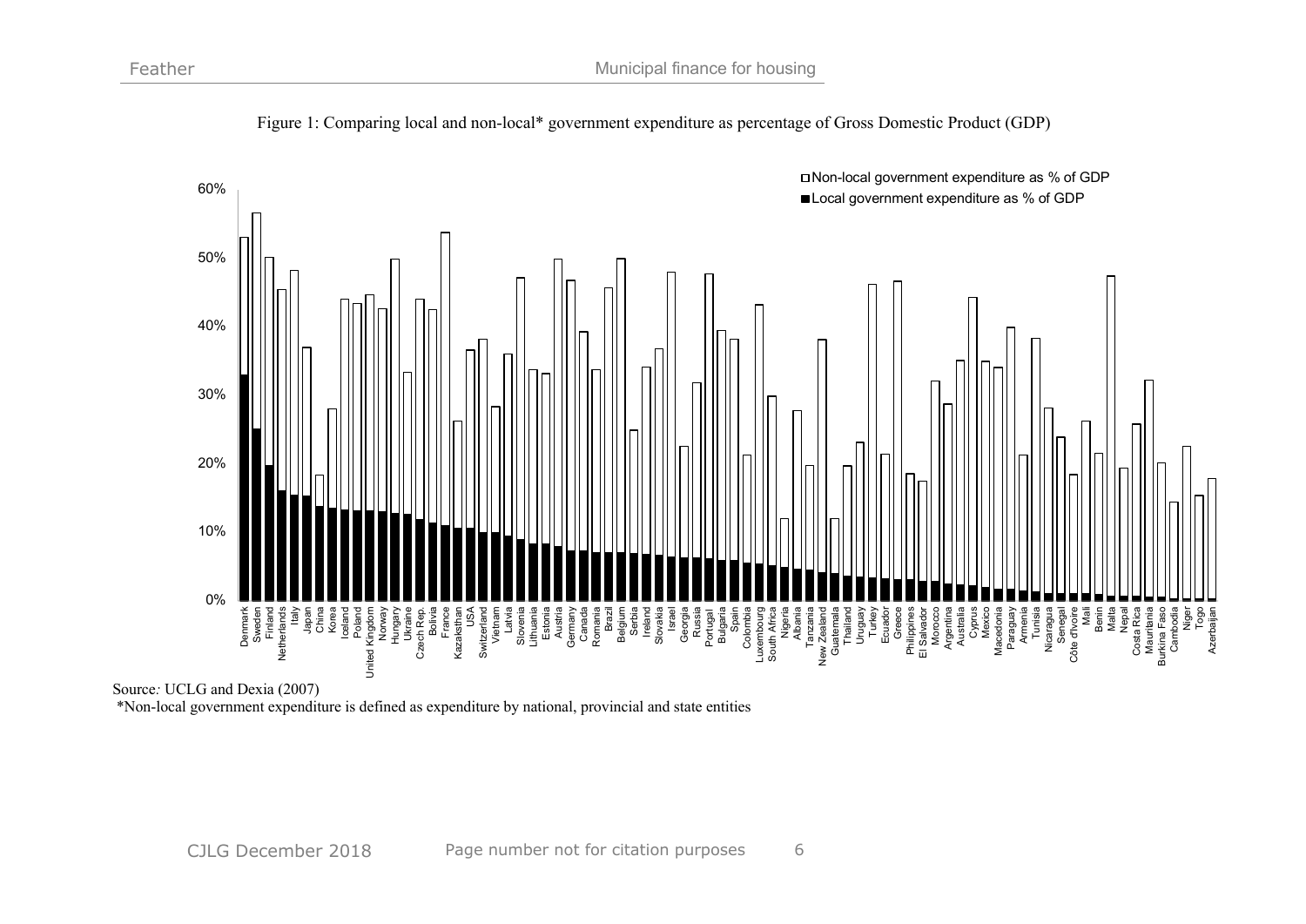Figure 1: Comparing local and non-local* government expenditure as percentage of Gross Domestic Product (GDP)

Source*:* UCLG and Dexia (2007)

*Non-local government expenditure is defined as expenditure by national, provincial and state entities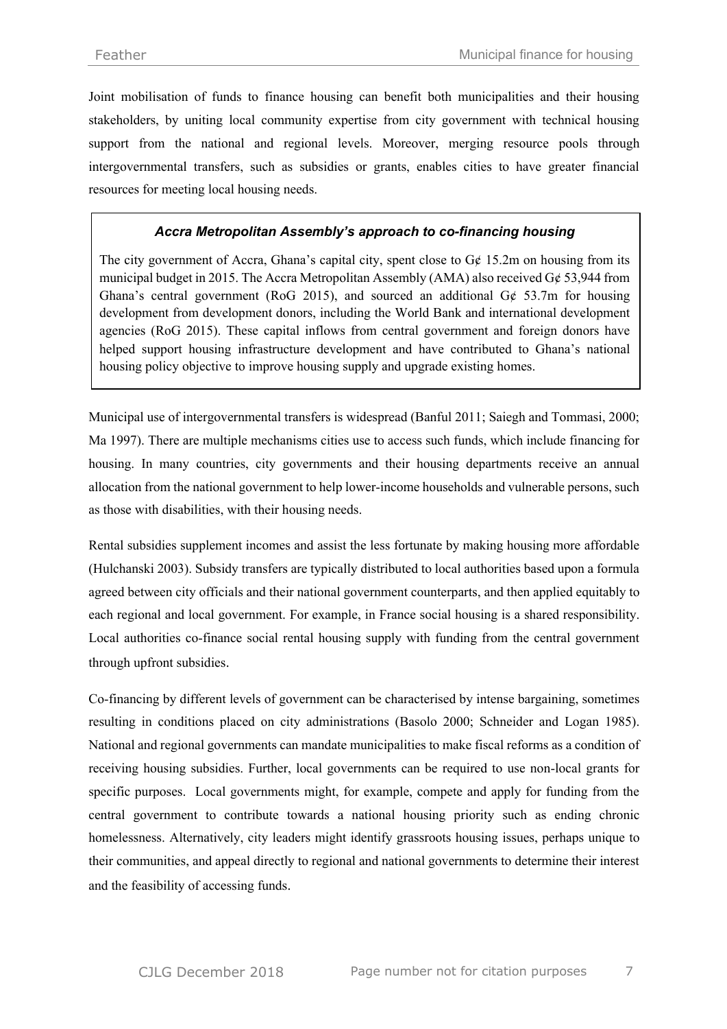Joint mobilisation of funds to finance housing can benefit both municipalities and their housing stakeholders, by uniting local community expertise from city government with technical housing support from the national and regional levels. Moreover, merging resource pools through intergovernmental transfers, such as subsidies or grants, enables cities to have greater financial resources for meeting local housing needs.

> ***Accra Metropolitan Assembly's approach to co-financing housing***
>
> The city government of Accra, Ghana's capital city, spent close to G¢ 15.2m on housing from its municipal budget in 2015. The Accra Metropolitan Assembly (AMA) also received G¢ 53,944 from Ghana's central government (RoG 2015), and sourced an additional G¢ 53.7m for housing development from development donors, including the World Bank and international development agencies (RoG 2015). These capital inflows from central government and foreign donors have helped support housing infrastructure development and have contributed to Ghana's national housing policy objective to improve housing supply and upgrade existing homes.

Municipal use of intergovernmental transfers is widespread (Banful 2011; Saiegh and Tommasi, 2000; Ma 1997). There are multiple mechanisms cities use to access such funds, which include financing for housing. In many countries, city governments and their housing departments receive an annual allocation from the national government to help lower-income households and vulnerable persons, such as those with disabilities, with their housing needs.

Rental subsidies supplement incomes and assist the less fortunate by making housing more affordable (Hulchanski 2003). Subsidy transfers are typically distributed to local authorities based upon a formula agreed between city officials and their national government counterparts, and then applied equitably to each regional and local government. For example, in France social housing is a shared responsibility. Local authorities co-finance social rental housing supply with funding from the central government through upfront subsidies.

Co-financing by different levels of government can be characterised by intense bargaining, sometimes resulting in conditions placed on city administrations (Basolo 2000; Schneider and Logan 1985). National and regional governments can mandate municipalities to make fiscal reforms as a condition of receiving housing subsidies. Further, local governments can be required to use non-local grants for specific purposes. Local governments might, for example, compete and apply for funding from the central government to contribute towards a national housing priority such as ending chronic homelessness. Alternatively, city leaders might identify grassroots housing issues, perhaps unique to their communities, and appeal directly to regional and national governments to determine their interest and the feasibility of accessing funds.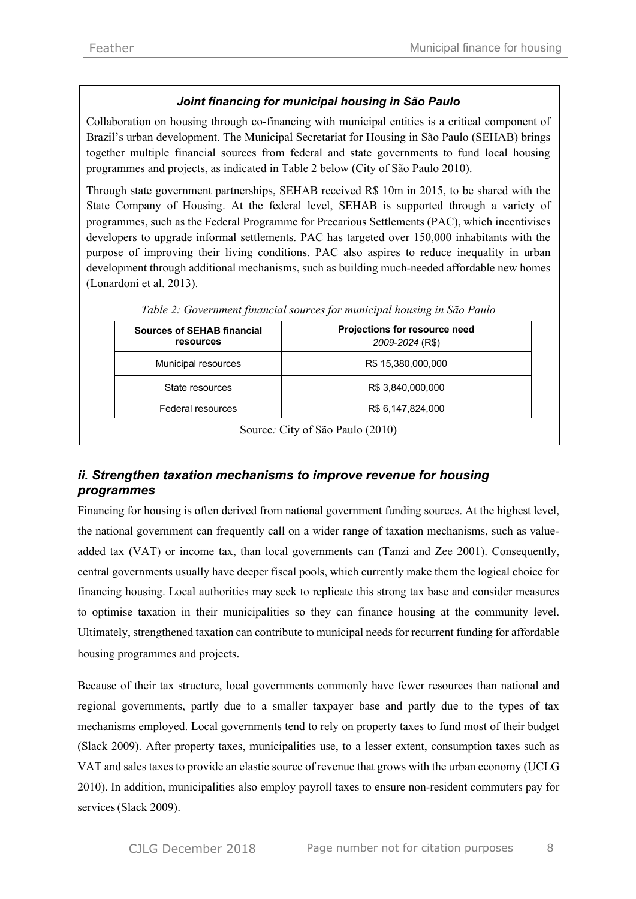### *Joint financing for municipal housing in São Paulo*

Collaboration on housing through co-financing with municipal entities is a critical component of Brazil's urban development. The Municipal Secretariat for Housing in São Paulo (SEHAB) brings together multiple financial sources from federal and state governments to fund local housing programmes and projects, as indicated in Table 2 below (City of São Paulo 2010).

Through state government partnerships, SEHAB received R$ 10m in 2015, to be shared with the State Company of Housing. At the federal level, SEHAB is supported through a variety of programmes, such as the Federal Programme for Precarious Settlements (PAC), which incentivises developers to upgrade informal settlements. PAC has targeted over 150,000 inhabitants with the purpose of improving their living conditions. PAC also aspires to reduce inequality in urban development through additional mechanisms, such as building much-needed affordable new homes (Lonardoni et al. 2013).

*Table 2: Government financial sources for municipal housing in São Paulo*

| **Sources of SEHAB financial resources** | **Projections for resource need** *2009-2024* (R$) |
|---|---|
| Municipal resources | R$ 15,380,000,000 |
| State resources | R$ 3,840,000,000 |
| Federal resources | R$ 6,147,824,000 |

Source*:* City of São Paulo (2010)

### *ii. Strengthen taxation mechanisms to improve revenue for housing programmes*

Financing for housing is often derived from national government funding sources. At the highest level, the national government can frequently call on a wider range of taxation mechanisms, such as value-added tax (VAT) or income tax, than local governments can (Tanzi and Zee 2001). Consequently, central governments usually have deeper fiscal pools, which currently make them the logical choice for financing housing. Local authorities may seek to replicate this strong tax base and consider measures to optimise taxation in their municipalities so they can finance housing at the community level. Ultimately, strengthened taxation can contribute to municipal needs for recurrent funding for affordable housing programmes and projects.

Because of their tax structure, local governments commonly have fewer resources than national and regional governments, partly due to a smaller taxpayer base and partly due to the types of tax mechanisms employed. Local governments tend to rely on property taxes to fund most of their budget (Slack 2009). After property taxes, municipalities use, to a lesser extent, consumption taxes such as VAT and sales taxes to provide an elastic source of revenue that grows with the urban economy (UCLG 2010). In addition, municipalities also employ payroll taxes to ensure non-resident commuters pay for services (Slack 2009).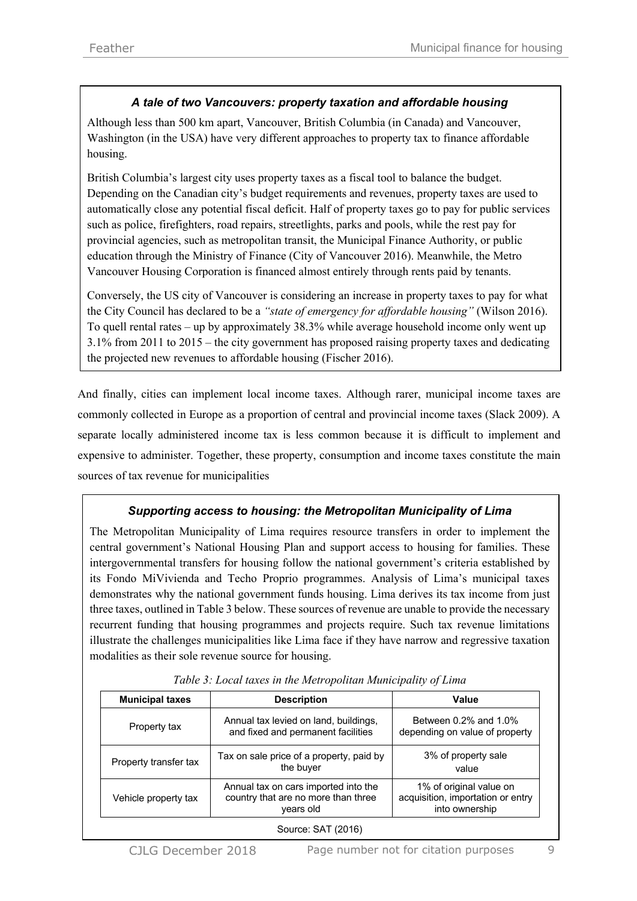### *A tale of two Vancouvers: property taxation and affordable housing*

Although less than 500 km apart, Vancouver, British Columbia (in Canada) and Vancouver, Washington (in the USA) have very different approaches to property tax to finance affordable housing.

British Columbia's largest city uses property taxes as a fiscal tool to balance the budget. Depending on the Canadian city's budget requirements and revenues, property taxes are used to automatically close any potential fiscal deficit. Half of property taxes go to pay for public services such as police, firefighters, road repairs, streetlights, parks and pools, while the rest pay for provincial agencies, such as metropolitan transit, the Municipal Finance Authority, or public education through the Ministry of Finance (City of Vancouver 2016). Meanwhile, the Metro Vancouver Housing Corporation is financed almost entirely through rents paid by tenants.

Conversely, the US city of Vancouver is considering an increase in property taxes to pay for what the City Council has declared to be a *"state of emergency for affordable housing"* (Wilson 2016). To quell rental rates – up by approximately 38.3% while average household income only went up 3.1% from 2011 to 2015 – the city government has proposed raising property taxes and dedicating the projected new revenues to affordable housing (Fischer 2016).

And finally, cities can implement local income taxes. Although rarer, municipal income taxes are commonly collected in Europe as a proportion of central and provincial income taxes (Slack 2009). A separate locally administered income tax is less common because it is difficult to implement and expensive to administer. Together, these property, consumption and income taxes constitute the main sources of tax revenue for municipalities

### *Supporting access to housing: the Metropolitan Municipality of Lima*

The Metropolitan Municipality of Lima requires resource transfers in order to implement the central government's National Housing Plan and support access to housing for families. These intergovernmental transfers for housing follow the national government's criteria established by its Fondo MiVivienda and Techo Proprio programmes. Analysis of Lima's municipal taxes demonstrates why the national government funds housing. Lima derives its tax income from just three taxes, outlined in Table 3 below. These sources of revenue are unable to provide the necessary recurrent funding that housing programmes and projects require. Such tax revenue limitations illustrate the challenges municipalities like Lima face if they have narrow and regressive taxation modalities as their sole revenue source for housing.

*Table 3: Local taxes in the Metropolitan Municipality of Lima*

| Municipal taxes | Description | Value |
|---|---|---|
| Property tax | Annual tax levied on land, buildings, and fixed and permanent facilities | Between 0.2% and 1.0% depending on value of property |
| Property transfer tax | Tax on sale price of a property, paid by the buyer | 3% of property sale value |
| Vehicle property tax | Annual tax on cars imported into the country that are no more than three years old | 1% of original value on acquisition, importation or entry into ownership |

Source: SAT (2016)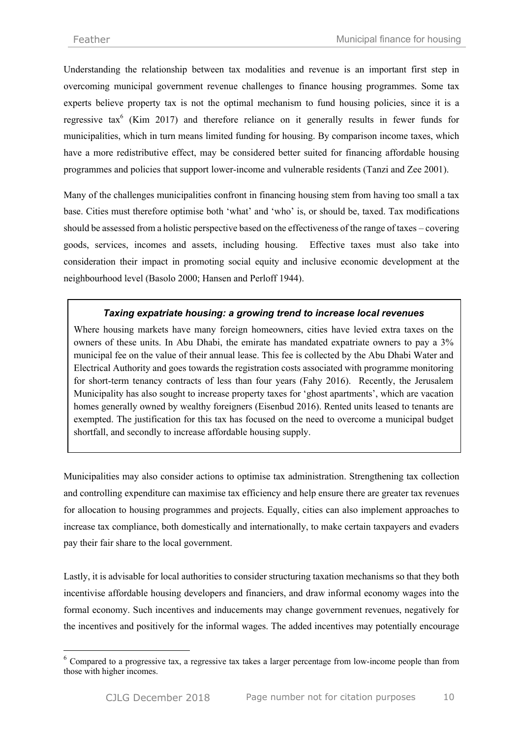Understanding the relationship between tax modalities and revenue is an important first step in overcoming municipal government revenue challenges to finance housing programmes. Some tax experts believe property tax is not the optimal mechanism to fund housing policies, since it is a regressive tax[6] (Kim 2017) and therefore reliance on it generally results in fewer funds for municipalities, which in turn means limited funding for housing. By comparison income taxes, which have a more redistributive effect, may be considered better suited for financing affordable housing programmes and policies that support lower-income and vulnerable residents (Tanzi and Zee 2001).

Many of the challenges municipalities confront in financing housing stem from having too small a tax base. Cities must therefore optimise both 'what' and 'who' is, or should be, taxed. Tax modifications should be assessed from a holistic perspective based on the effectiveness of the range of taxes – covering goods, services, incomes and assets, including housing. Effective taxes must also take into consideration their impact in promoting social equity and inclusive economic development at the neighbourhood level (Basolo 2000; Hansen and Perloff 1944).

> ***Taxing expatriate housing: a growing trend to increase local revenues***
>
> Where housing markets have many foreign homeowners, cities have levied extra taxes on the owners of these units. In Abu Dhabi, the emirate has mandated expatriate owners to pay a 3% municipal fee on the value of their annual lease. This fee is collected by the Abu Dhabi Water and Electrical Authority and goes towards the registration costs associated with programme monitoring for short-term tenancy contracts of less than four years (Fahy 2016). Recently, the Jerusalem Municipality has also sought to increase property taxes for 'ghost apartments', which are vacation homes generally owned by wealthy foreigners (Eisenbud 2016). Rented units leased to tenants are exempted. The justification for this tax has focused on the need to overcome a municipal budget shortfall, and secondly to increase affordable housing supply.

Municipalities may also consider actions to optimise tax administration. Strengthening tax collection and controlling expenditure can maximise tax efficiency and help ensure there are greater tax revenues for allocation to housing programmes and projects. Equally, cities can also implement approaches to increase tax compliance, both domestically and internationally, to make certain taxpayers and evaders pay their fair share to the local government.

Lastly, it is advisable for local authorities to consider structuring taxation mechanisms so that they both incentivise affordable housing developers and financiers, and draw informal economy wages into the formal economy. Such incentives and inducements may change government revenues, negatively for the incentives and positively for the informal wages. The added incentives may potentially encourage

---

[6] Compared to a progressive tax, a regressive tax takes a larger percentage from low-income people than from those with higher incomes.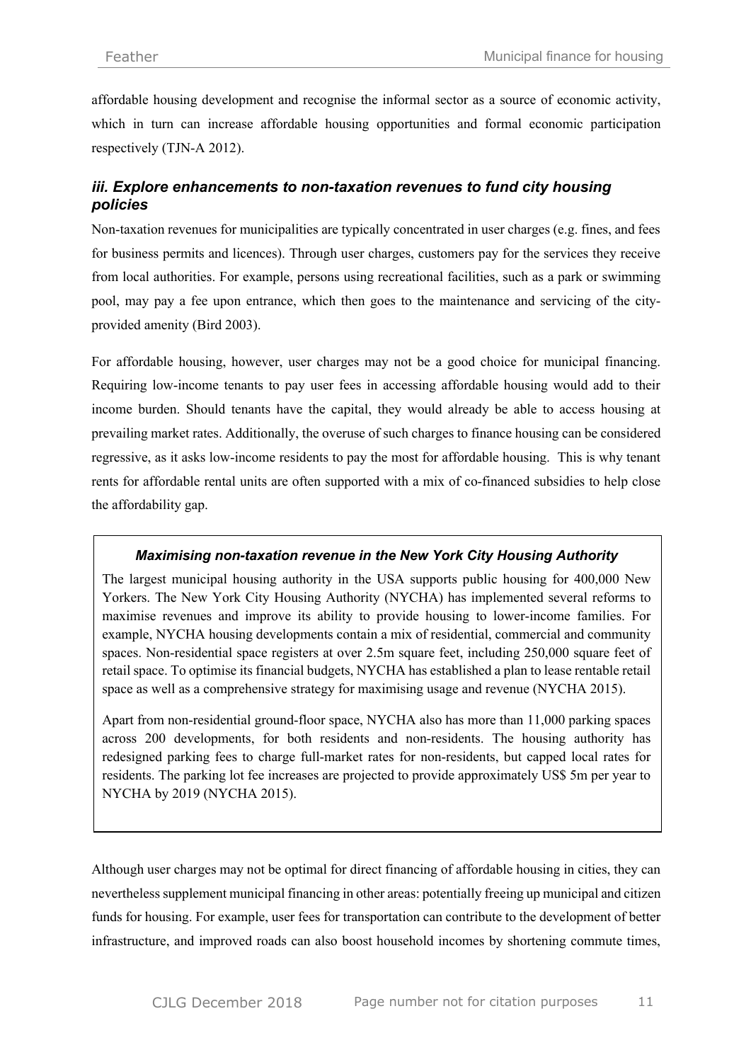affordable housing development and recognise the informal sector as a source of economic activity, which in turn can increase affordable housing opportunities and formal economic participation respectively (TJN-A 2012).

### *iii. Explore enhancements to non-taxation revenues to fund city housing policies*

Non-taxation revenues for municipalities are typically concentrated in user charges (e.g. fines, and fees for business permits and licences). Through user charges, customers pay for the services they receive from local authorities. For example, persons using recreational facilities, such as a park or swimming pool, may pay a fee upon entrance, which then goes to the maintenance and servicing of the city-provided amenity (Bird 2003).

For affordable housing, however, user charges may not be a good choice for municipal financing. Requiring low-income tenants to pay user fees in accessing affordable housing would add to their income burden. Should tenants have the capital, they would already be able to access housing at prevailing market rates. Additionally, the overuse of such charges to finance housing can be considered regressive, as it asks low-income residents to pay the most for affordable housing. This is why tenant rents for affordable rental units are often supported with a mix of co-financed subsidies to help close the affordability gap.

> ***Maximising non-taxation revenue in the New York City Housing Authority***
>
> The largest municipal housing authority in the USA supports public housing for 400,000 New Yorkers. The New York City Housing Authority (NYCHA) has implemented several reforms to maximise revenues and improve its ability to provide housing to lower-income families. For example, NYCHA housing developments contain a mix of residential, commercial and community spaces. Non-residential space registers at over 2.5m square feet, including 250,000 square feet of retail space. To optimise its financial budgets, NYCHA has established a plan to lease rentable retail space as well as a comprehensive strategy for maximising usage and revenue (NYCHA 2015).
>
> Apart from non-residential ground-floor space, NYCHA also has more than 11,000 parking spaces across 200 developments, for both residents and non-residents. The housing authority has redesigned parking fees to charge full-market rates for non-residents, but capped local rates for residents. The parking lot fee increases are projected to provide approximately US$ 5m per year to NYCHA by 2019 (NYCHA 2015).

Although user charges may not be optimal for direct financing of affordable housing in cities, they can nevertheless supplement municipal financing in other areas: potentially freeing up municipal and citizen funds for housing. For example, user fees for transportation can contribute to the development of better infrastructure, and improved roads can also boost household incomes by shortening commute times,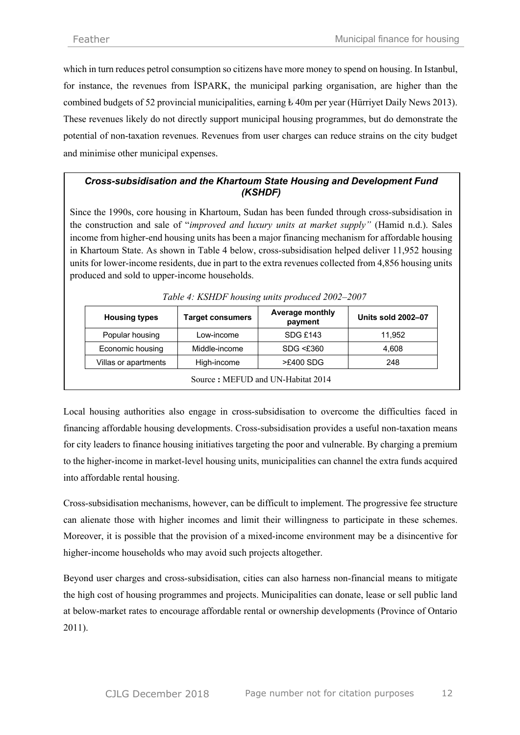which in turn reduces petrol consumption so citizens have more money to spend on housing. In Istanbul, for instance, the revenues from İSPARK, the municipal parking organisation, are higher than the combined budgets of 52 provincial municipalities, earning ₺ 40m per year (Hürriyet Daily News 2013). These revenues likely do not directly support municipal housing programmes, but do demonstrate the potential of non-taxation revenues. Revenues from user charges can reduce strains on the city budget and minimise other municipal expenses.

### *Cross-subsidisation and the Khartoum State Housing and Development Fund (KSHDF)*

Since the 1990s, core housing in Khartoum, Sudan has been funded through cross-subsidisation in the construction and sale of "*improved and luxury units at market supply"* (Hamid n.d.). Sales income from higher-end housing units has been a major financing mechanism for affordable housing in Khartoum State. As shown in Table 4 below, cross-subsidisation helped deliver 11,952 housing units for lower-income residents, due in part to the extra revenues collected from 4,856 housing units produced and sold to upper-income households.

*Table 4: KSHDF housing units produced 2002–2007*

| Housing types | Target consumers | Average monthly payment | Units sold 2002–07 |
|---|---|---|---|
| Popular housing | Low-income | SDG £143 | 11,952 |
| Economic housing | Middle-income | SDG <£360 | 4,608 |
| Villas or apartments | High-income | >£400 SDG | 248 |

Source **:** MEFUD and UN-Habitat 2014

Local housing authorities also engage in cross-subsidisation to overcome the difficulties faced in financing affordable housing developments. Cross-subsidisation provides a useful non-taxation means for city leaders to finance housing initiatives targeting the poor and vulnerable. By charging a premium to the higher-income in market-level housing units, municipalities can channel the extra funds acquired into affordable rental housing.

Cross-subsidisation mechanisms, however, can be difficult to implement. The progressive fee structure can alienate those with higher incomes and limit their willingness to participate in these schemes. Moreover, it is possible that the provision of a mixed-income environment may be a disincentive for higher-income households who may avoid such projects altogether.

Beyond user charges and cross-subsidisation, cities can also harness non-financial means to mitigate the high cost of housing programmes and projects. Municipalities can donate, lease or sell public land at below-market rates to encourage affordable rental or ownership developments (Province of Ontario 2011).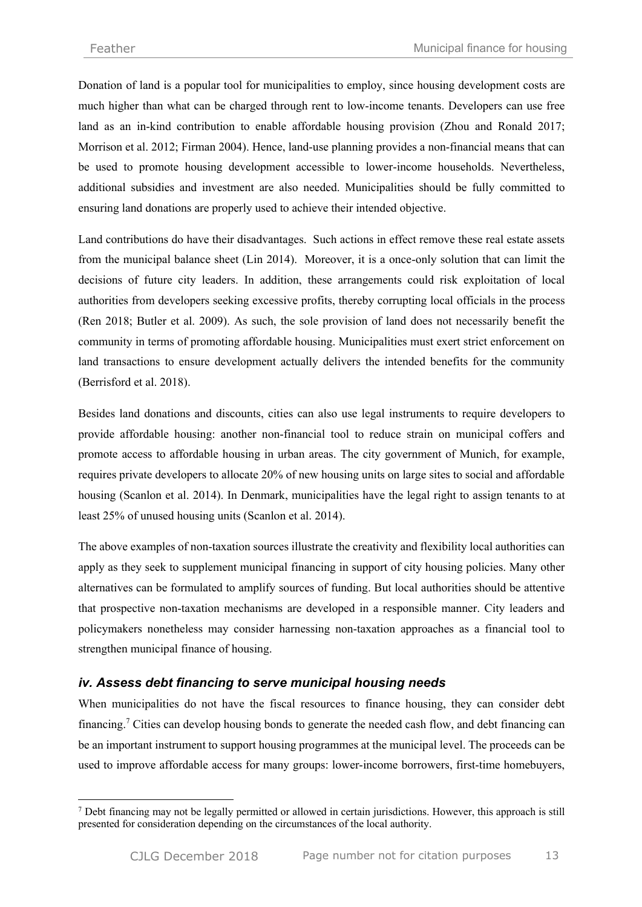Donation of land is a popular tool for municipalities to employ, since housing development costs are much higher than what can be charged through rent to low-income tenants. Developers can use free land as an in-kind contribution to enable affordable housing provision (Zhou and Ronald 2017; Morrison et al. 2012; Firman 2004). Hence, land-use planning provides a non-financial means that can be used to promote housing development accessible to lower-income households. Nevertheless, additional subsidies and investment are also needed. Municipalities should be fully committed to ensuring land donations are properly used to achieve their intended objective.

Land contributions do have their disadvantages. Such actions in effect remove these real estate assets from the municipal balance sheet (Lin 2014). Moreover, it is a once-only solution that can limit the decisions of future city leaders. In addition, these arrangements could risk exploitation of local authorities from developers seeking excessive profits, thereby corrupting local officials in the process (Ren 2018; Butler et al. 2009). As such, the sole provision of land does not necessarily benefit the community in terms of promoting affordable housing. Municipalities must exert strict enforcement on land transactions to ensure development actually delivers the intended benefits for the community (Berrisford et al. 2018).

Besides land donations and discounts, cities can also use legal instruments to require developers to provide affordable housing: another non-financial tool to reduce strain on municipal coffers and promote access to affordable housing in urban areas. The city government of Munich, for example, requires private developers to allocate 20% of new housing units on large sites to social and affordable housing (Scanlon et al. 2014). In Denmark, municipalities have the legal right to assign tenants to at least 25% of unused housing units (Scanlon et al. 2014).

The above examples of non-taxation sources illustrate the creativity and flexibility local authorities can apply as they seek to supplement municipal financing in support of city housing policies. Many other alternatives can be formulated to amplify sources of funding. But local authorities should be attentive that prospective non-taxation mechanisms are developed in a responsible manner. City leaders and policymakers nonetheless may consider harnessing non-taxation approaches as a financial tool to strengthen municipal finance of housing.

### *iv. Assess debt financing to serve municipal housing needs*

When municipalities do not have the fiscal resources to finance housing, they can consider debt financing.[7] Cities can develop housing bonds to generate the needed cash flow, and debt financing can be an important instrument to support housing programmes at the municipal level. The proceeds can be used to improve affordable access for many groups: lower-income borrowers, first-time homebuyers,

[7] Debt financing may not be legally permitted or allowed in certain jurisdictions. However, this approach is still presented for consideration depending on the circumstances of the local authority.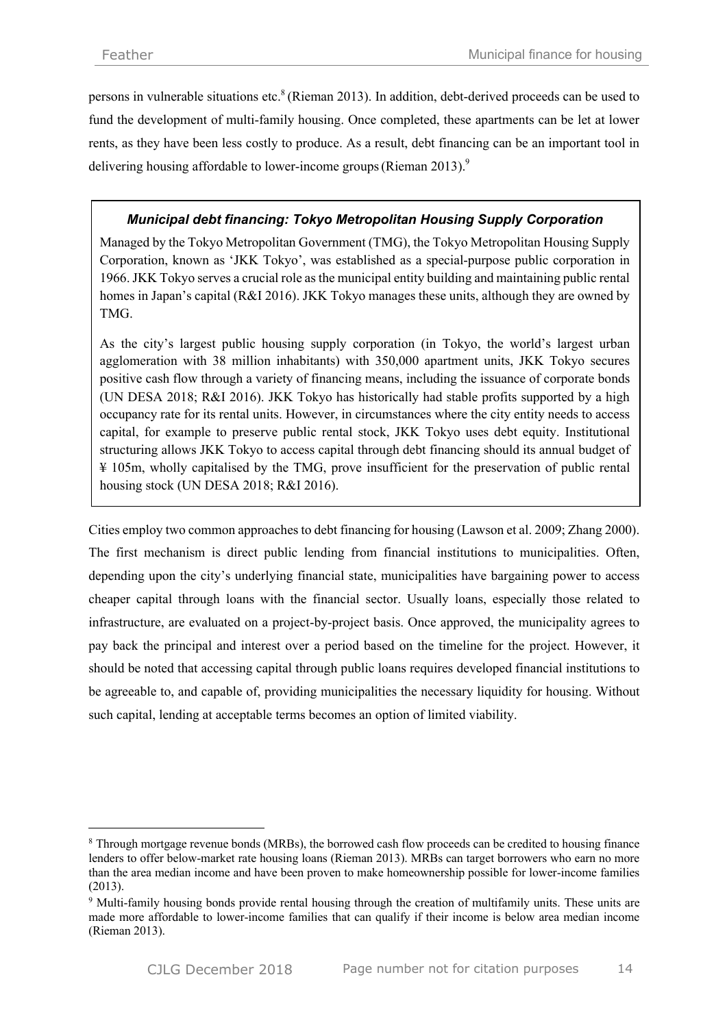persons in vulnerable situations etc.[8] (Rieman 2013). In addition, debt-derived proceeds can be used to fund the development of multi-family housing. Once completed, these apartments can be let at lower rents, as they have been less costly to produce. As a result, debt financing can be an important tool in delivering housing affordable to lower-income groups (Rieman 2013).[9]

> ***Municipal debt financing: Tokyo Metropolitan Housing Supply Corporation***
>
> Managed by the Tokyo Metropolitan Government (TMG), the Tokyo Metropolitan Housing Supply Corporation, known as 'JKK Tokyo', was established as a special-purpose public corporation in 1966. JKK Tokyo serves a crucial role as the municipal entity building and maintaining public rental homes in Japan's capital (R&I 2016). JKK Tokyo manages these units, although they are owned by TMG.
>
> As the city's largest public housing supply corporation (in Tokyo, the world's largest urban agglomeration with 38 million inhabitants) with 350,000 apartment units, JKK Tokyo secures positive cash flow through a variety of financing means, including the issuance of corporate bonds (UN DESA 2018; R&I 2016). JKK Tokyo has historically had stable profits supported by a high occupancy rate for its rental units. However, in circumstances where the city entity needs to access capital, for example to preserve public rental stock, JKK Tokyo uses debt equity. Institutional structuring allows JKK Tokyo to access capital through debt financing should its annual budget of ¥ 105m, wholly capitalised by the TMG, prove insufficient for the preservation of public rental housing stock (UN DESA 2018; R&I 2016).

Cities employ two common approaches to debt financing for housing (Lawson et al. 2009; Zhang 2000). The first mechanism is direct public lending from financial institutions to municipalities. Often, depending upon the city's underlying financial state, municipalities have bargaining power to access cheaper capital through loans with the financial sector. Usually loans, especially those related to infrastructure, are evaluated on a project-by-project basis. Once approved, the municipality agrees to pay back the principal and interest over a period based on the timeline for the project. However, it should be noted that accessing capital through public loans requires developed financial institutions to be agreeable to, and capable of, providing municipalities the necessary liquidity for housing. Without such capital, lending at acceptable terms becomes an option of limited viability.

---

[8] Through mortgage revenue bonds (MRBs), the borrowed cash flow proceeds can be credited to housing finance lenders to offer below-market rate housing loans (Rieman 2013). MRBs can target borrowers who earn no more than the area median income and have been proven to make homeownership possible for lower-income families (2013).

[9] Multi-family housing bonds provide rental housing through the creation of multifamily units. These units are made more affordable to lower-income families that can qualify if their income is below area median income (Rieman 2013).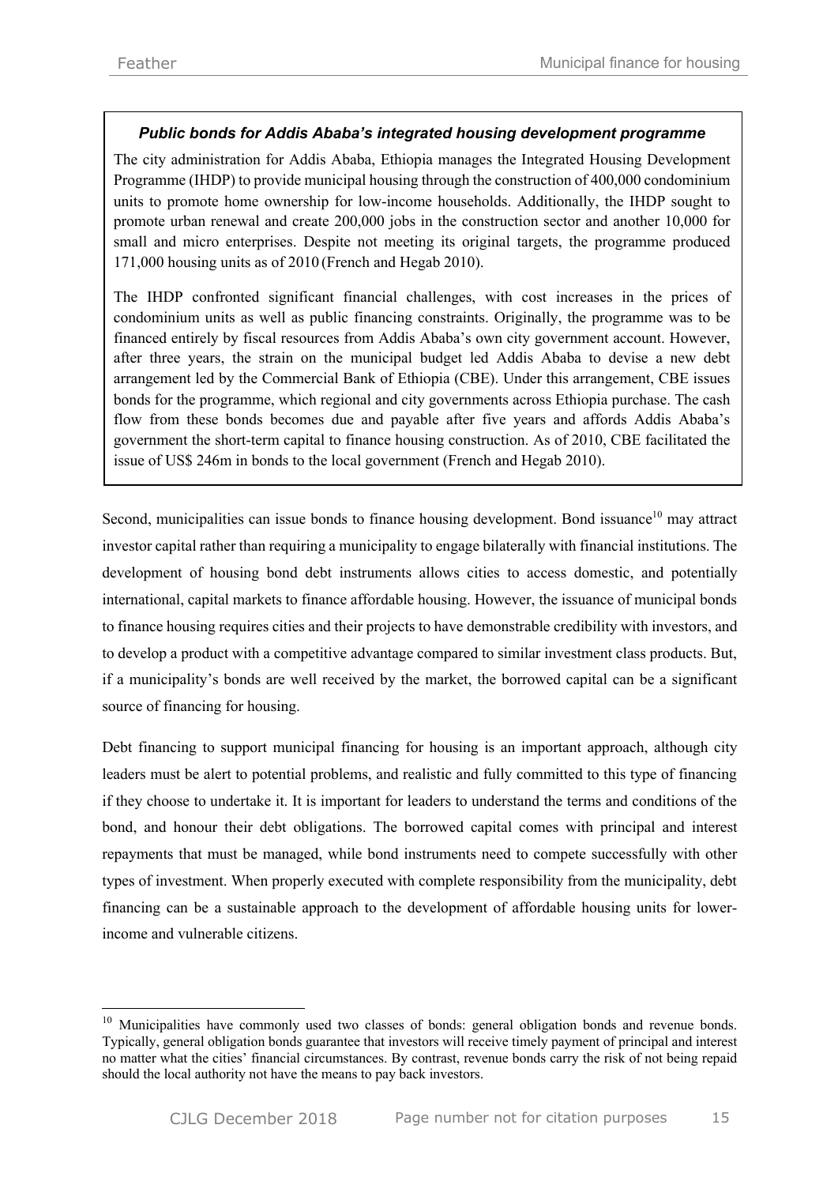### *Public bonds for Addis Ababa's integrated housing development programme*

The city administration for Addis Ababa, Ethiopia manages the Integrated Housing Development Programme (IHDP) to provide municipal housing through the construction of 400,000 condominium units to promote home ownership for low-income households. Additionally, the IHDP sought to promote urban renewal and create 200,000 jobs in the construction sector and another 10,000 for small and micro enterprises. Despite not meeting its original targets, the programme produced 171,000 housing units as of 2010 (French and Hegab 2010).

The IHDP confronted significant financial challenges, with cost increases in the prices of condominium units as well as public financing constraints. Originally, the programme was to be financed entirely by fiscal resources from Addis Ababa's own city government account. However, after three years, the strain on the municipal budget led Addis Ababa to devise a new debt arrangement led by the Commercial Bank of Ethiopia (CBE). Under this arrangement, CBE issues bonds for the programme, which regional and city governments across Ethiopia purchase. The cash flow from these bonds becomes due and payable after five years and affords Addis Ababa's government the short-term capital to finance housing construction. As of 2010, CBE facilitated the issue of US$ 246m in bonds to the local government (French and Hegab 2010).

Second, municipalities can issue bonds to finance housing development. Bond issuance[10] may attract investor capital rather than requiring a municipality to engage bilaterally with financial institutions. The development of housing bond debt instruments allows cities to access domestic, and potentially international, capital markets to finance affordable housing. However, the issuance of municipal bonds to finance housing requires cities and their projects to have demonstrable credibility with investors, and to develop a product with a competitive advantage compared to similar investment class products. But, if a municipality's bonds are well received by the market, the borrowed capital can be a significant source of financing for housing.

Debt financing to support municipal financing for housing is an important approach, although city leaders must be alert to potential problems, and realistic and fully committed to this type of financing if they choose to undertake it. It is important for leaders to understand the terms and conditions of the bond, and honour their debt obligations. The borrowed capital comes with principal and interest repayments that must be managed, while bond instruments need to compete successfully with other types of investment. When properly executed with complete responsibility from the municipality, debt financing can be a sustainable approach to the development of affordable housing units for lower-income and vulnerable citizens.

[10] Municipalities have commonly used two classes of bonds: general obligation bonds and revenue bonds. Typically, general obligation bonds guarantee that investors will receive timely payment of principal and interest no matter what the cities' financial circumstances. By contrast, revenue bonds carry the risk of not being repaid should the local authority not have the means to pay back investors.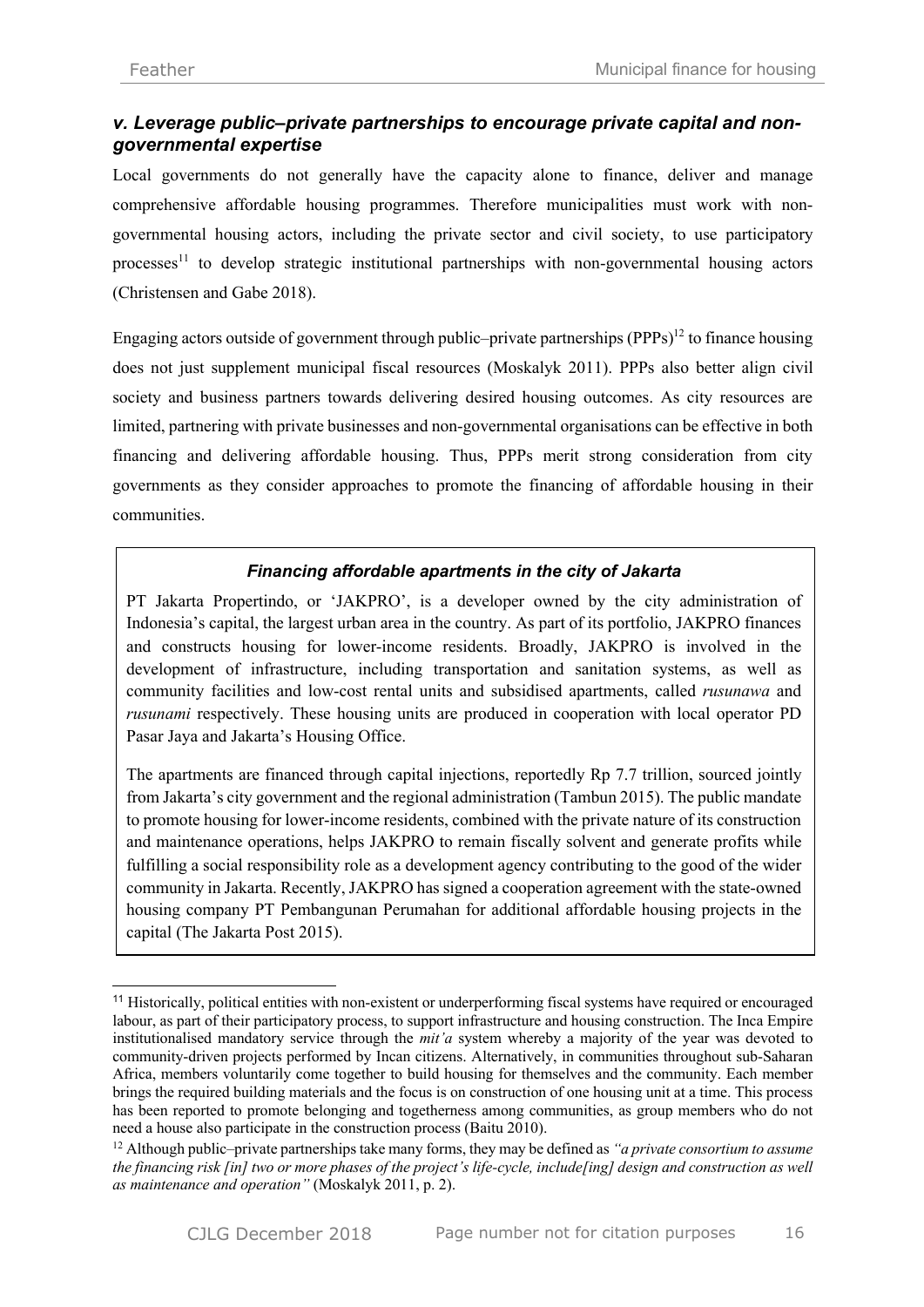### *v. Leverage public–private partnerships to encourage private capital and non-governmental expertise*

Local governments do not generally have the capacity alone to finance, deliver and manage comprehensive affordable housing programmes. Therefore municipalities must work with non-governmental housing actors, including the private sector and civil society, to use participatory processes[11] to develop strategic institutional partnerships with non-governmental housing actors (Christensen and Gabe 2018).

Engaging actors outside of government through public–private partnerships (PPPs)[12] to finance housing does not just supplement municipal fiscal resources (Moskalyk 2011). PPPs also better align civil society and business partners towards delivering desired housing outcomes. As city resources are limited, partnering with private businesses and non-governmental organisations can be effective in both financing and delivering affordable housing. Thus, PPPs merit strong consideration from city governments as they consider approaches to promote the financing of affordable housing in their communities.

> ***Financing affordable apartments in the city of Jakarta***
>
> PT Jakarta Propertindo, or 'JAKPRO', is a developer owned by the city administration of Indonesia's capital, the largest urban area in the country. As part of its portfolio, JAKPRO finances and constructs housing for lower-income residents. Broadly, JAKPRO is involved in the development of infrastructure, including transportation and sanitation systems, as well as community facilities and low-cost rental units and subsidised apartments, called *rusunawa* and *rusunami* respectively. These housing units are produced in cooperation with local operator PD Pasar Jaya and Jakarta's Housing Office.
>
> The apartments are financed through capital injections, reportedly Rp 7.7 trillion, sourced jointly from Jakarta's city government and the regional administration (Tambun 2015). The public mandate to promote housing for lower-income residents, combined with the private nature of its construction and maintenance operations, helps JAKPRO to remain fiscally solvent and generate profits while fulfilling a social responsibility role as a development agency contributing to the good of the wider community in Jakarta. Recently, JAKPRO has signed a cooperation agreement with the state-owned housing company PT Pembangunan Perumahan for additional affordable housing projects in the capital (The Jakarta Post 2015).

[11] Historically, political entities with non-existent or underperforming fiscal systems have required or encouraged labour, as part of their participatory process, to support infrastructure and housing construction. The Inca Empire institutionalised mandatory service through the *mit'a* system whereby a majority of the year was devoted to community-driven projects performed by Incan citizens. Alternatively, in communities throughout sub-Saharan Africa, members voluntarily come together to build housing for themselves and the community. Each member brings the required building materials and the focus is on construction of one housing unit at a time. This process has been reported to promote belonging and togetherness among communities, as group members who do not need a house also participate in the construction process (Baitu 2010).

[12] Although public–private partnerships take many forms, they may be defined as *"a private consortium to assume the financing risk [in] two or more phases of the project's life-cycle, include[ing] design and construction as well as maintenance and operation"* (Moskalyk 2011, p. 2).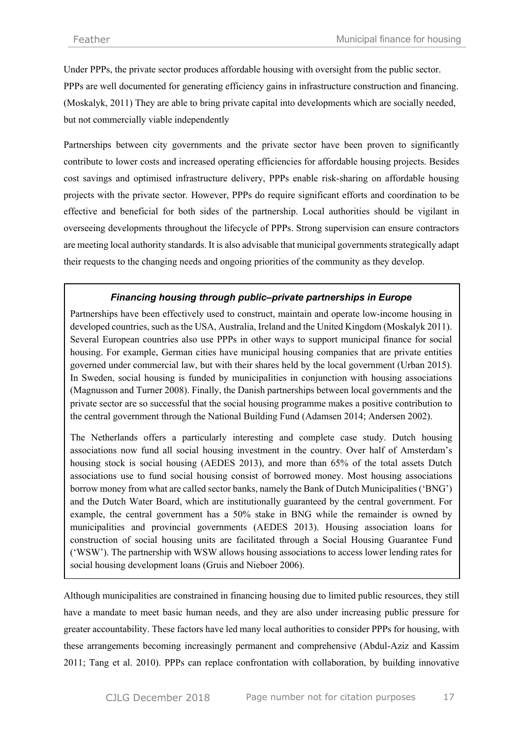Under PPPs, the private sector produces affordable housing with oversight from the public sector. PPPs are well documented for generating efficiency gains in infrastructure construction and financing. (Moskalyk, 2011) They are able to bring private capital into developments which are socially needed, but not commercially viable independently

Partnerships between city governments and the private sector have been proven to significantly contribute to lower costs and increased operating efficiencies for affordable housing projects. Besides cost savings and optimised infrastructure delivery, PPPs enable risk-sharing on affordable housing projects with the private sector. However, PPPs do require significant efforts and coordination to be effective and beneficial for both sides of the partnership. Local authorities should be vigilant in overseeing developments throughout the lifecycle of PPPs. Strong supervision can ensure contractors are meeting local authority standards. It is also advisable that municipal governments strategically adapt their requests to the changing needs and ongoing priorities of the community as they develop.

> ***Financing housing through public–private partnerships in Europe***
>
> Partnerships have been effectively used to construct, maintain and operate low-income housing in developed countries, such as the USA, Australia, Ireland and the United Kingdom (Moskalyk 2011). Several European countries also use PPPs in other ways to support municipal finance for social housing. For example, German cities have municipal housing companies that are private entities governed under commercial law, but with their shares held by the local government (Urban 2015). In Sweden, social housing is funded by municipalities in conjunction with housing associations (Magnusson and Turner 2008). Finally, the Danish partnerships between local governments and the private sector are so successful that the social housing programme makes a positive contribution to the central government through the National Building Fund (Adamsen 2014; Andersen 2002).
>
> The Netherlands offers a particularly interesting and complete case study. Dutch housing associations now fund all social housing investment in the country. Over half of Amsterdam's housing stock is social housing (AEDES 2013), and more than 65% of the total assets Dutch associations use to fund social housing consist of borrowed money. Most housing associations borrow money from what are called sector banks, namely the Bank of Dutch Municipalities ('BNG') and the Dutch Water Board, which are institutionally guaranteed by the central government. For example, the central government has a 50% stake in BNG while the remainder is owned by municipalities and provincial governments (AEDES 2013). Housing association loans for construction of social housing units are facilitated through a Social Housing Guarantee Fund ('WSW'). The partnership with WSW allows housing associations to access lower lending rates for social housing development loans (Gruis and Nieboer 2006).

Although municipalities are constrained in financing housing due to limited public resources, they still have a mandate to meet basic human needs, and they are also under increasing public pressure for greater accountability. These factors have led many local authorities to consider PPPs for housing, with these arrangements becoming increasingly permanent and comprehensive (Abdul-Aziz and Kassim 2011; Tang et al. 2010). PPPs can replace confrontation with collaboration, by building innovative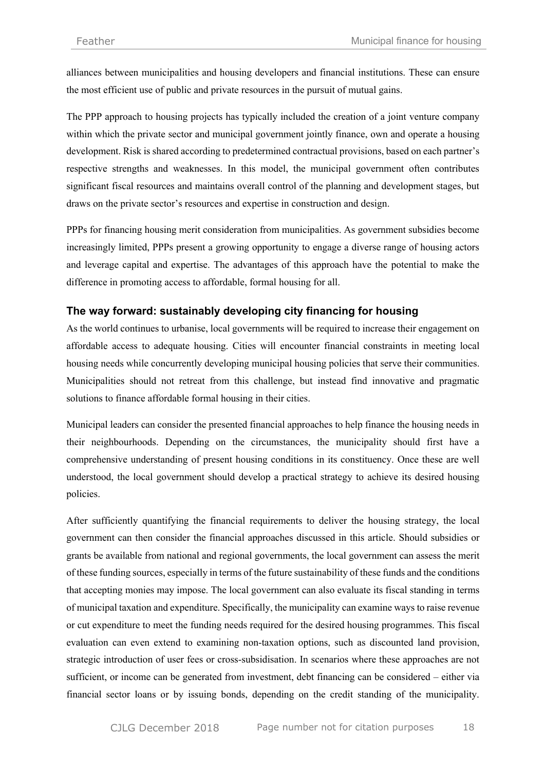alliances between municipalities and housing developers and financial institutions. These can ensure the most efficient use of public and private resources in the pursuit of mutual gains.

The PPP approach to housing projects has typically included the creation of a joint venture company within which the private sector and municipal government jointly finance, own and operate a housing development. Risk is shared according to predetermined contractual provisions, based on each partner's respective strengths and weaknesses. In this model, the municipal government often contributes significant fiscal resources and maintains overall control of the planning and development stages, but draws on the private sector's resources and expertise in construction and design.

PPPs for financing housing merit consideration from municipalities. As government subsidies become increasingly limited, PPPs present a growing opportunity to engage a diverse range of housing actors and leverage capital and expertise. The advantages of this approach have the potential to make the difference in promoting access to affordable, formal housing for all.

### The way forward: sustainably developing city financing for housing

As the world continues to urbanise, local governments will be required to increase their engagement on affordable access to adequate housing. Cities will encounter financial constraints in meeting local housing needs while concurrently developing municipal housing policies that serve their communities. Municipalities should not retreat from this challenge, but instead find innovative and pragmatic solutions to finance affordable formal housing in their cities.

Municipal leaders can consider the presented financial approaches to help finance the housing needs in their neighbourhoods. Depending on the circumstances, the municipality should first have a comprehensive understanding of present housing conditions in its constituency. Once these are well understood, the local government should develop a practical strategy to achieve its desired housing policies.

After sufficiently quantifying the financial requirements to deliver the housing strategy, the local government can then consider the financial approaches discussed in this article. Should subsidies or grants be available from national and regional governments, the local government can assess the merit of these funding sources, especially in terms of the future sustainability of these funds and the conditions that accepting monies may impose. The local government can also evaluate its fiscal standing in terms of municipal taxation and expenditure. Specifically, the municipality can examine ways to raise revenue or cut expenditure to meet the funding needs required for the desired housing programmes. This fiscal evaluation can even extend to examining non-taxation options, such as discounted land provision, strategic introduction of user fees or cross-subsidisation. In scenarios where these approaches are not sufficient, or income can be generated from investment, debt financing can be considered – either via financial sector loans or by issuing bonds, depending on the credit standing of the municipality.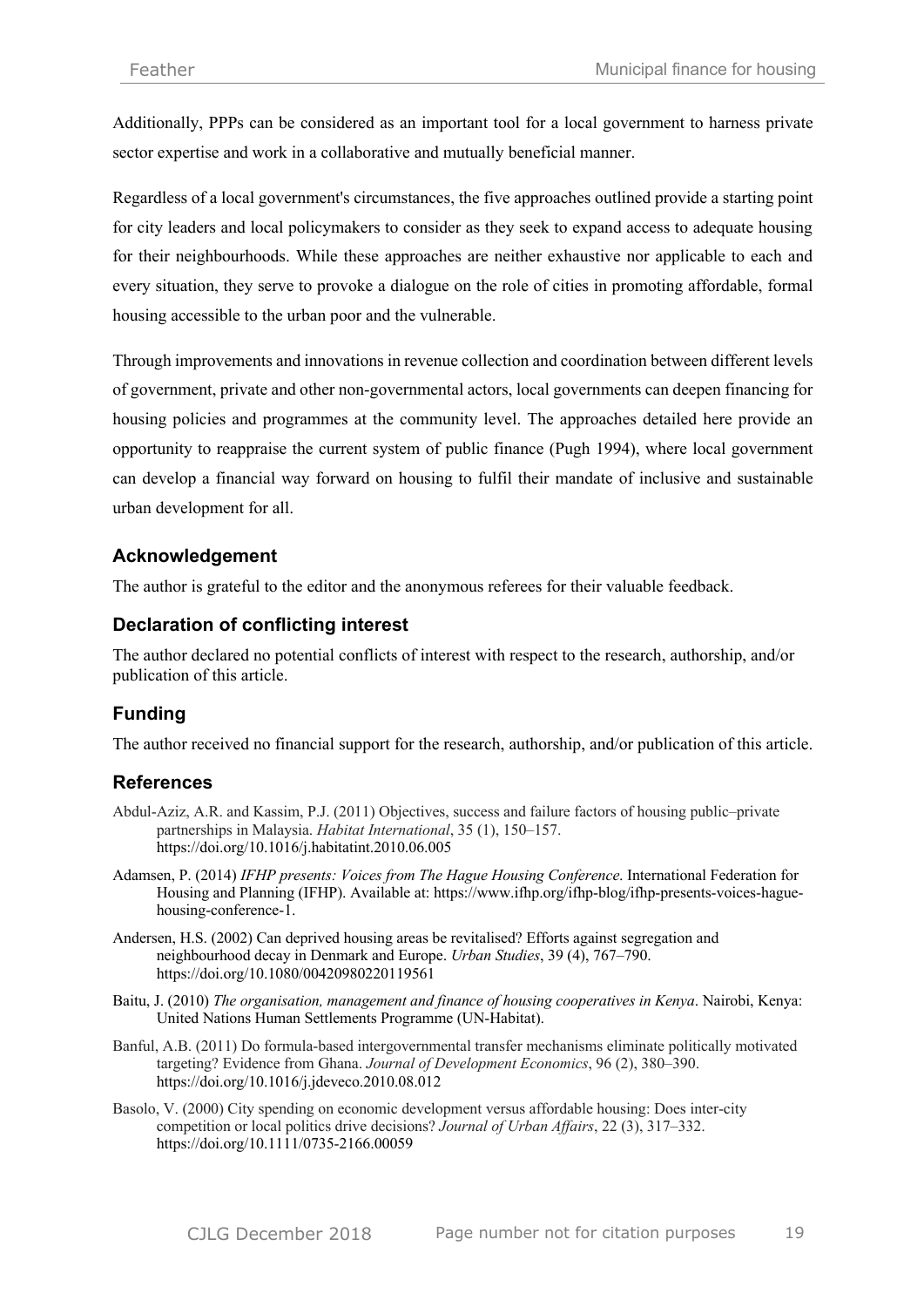Additionally, PPPs can be considered as an important tool for a local government to harness private sector expertise and work in a collaborative and mutually beneficial manner.

Regardless of a local government's circumstances, the five approaches outlined provide a starting point for city leaders and local policymakers to consider as they seek to expand access to adequate housing for their neighbourhoods. While these approaches are neither exhaustive nor applicable to each and every situation, they serve to provoke a dialogue on the role of cities in promoting affordable, formal housing accessible to the urban poor and the vulnerable.

Through improvements and innovations in revenue collection and coordination between different levels of government, private and other non-governmental actors, local governments can deepen financing for housing policies and programmes at the community level. The approaches detailed here provide an opportunity to reappraise the current system of public finance (Pugh 1994), where local government can develop a financial way forward on housing to fulfil their mandate of inclusive and sustainable urban development for all.

## Acknowledgement

The author is grateful to the editor and the anonymous referees for their valuable feedback.

## Declaration of conflicting interest

The author declared no potential conflicts of interest with respect to the research, authorship, and/or publication of this article.

## Funding

The author received no financial support for the research, authorship, and/or publication of this article.

## References

Abdul-Aziz, A.R. and Kassim, P.J. (2011) Objectives, success and failure factors of housing public–private partnerships in Malaysia. *Habitat International*, 35 (1), 150–157. https://doi.org/10.1016/j.habitatint.2010.06.005

Adamsen, P. (2014) *IFHP presents: Voices from The Hague Housing Conference*. International Federation for Housing and Planning (IFHP). Available at: https://www.ifhp.org/ifhp-blog/ifhp-presents-voices-hague-housing-conference-1.

Andersen, H.S. (2002) Can deprived housing areas be revitalised? Efforts against segregation and neighbourhood decay in Denmark and Europe. *Urban Studies*, 39 (4), 767–790. https://doi.org/10.1080/00420980220119561

Baitu, J. (2010) *The organisation, management and finance of housing cooperatives in Kenya*. Nairobi, Kenya: United Nations Human Settlements Programme (UN-Habitat).

Banful, A.B. (2011) Do formula-based intergovernmental transfer mechanisms eliminate politically motivated targeting? Evidence from Ghana. *Journal of Development Economics*, 96 (2), 380–390. https://doi.org/10.1016/j.jdeveco.2010.08.012

Basolo, V. (2000) City spending on economic development versus affordable housing: Does inter-city competition or local politics drive decisions? *Journal of Urban Affairs*, 22 (3), 317–332. https://doi.org/10.1111/0735-2166.00059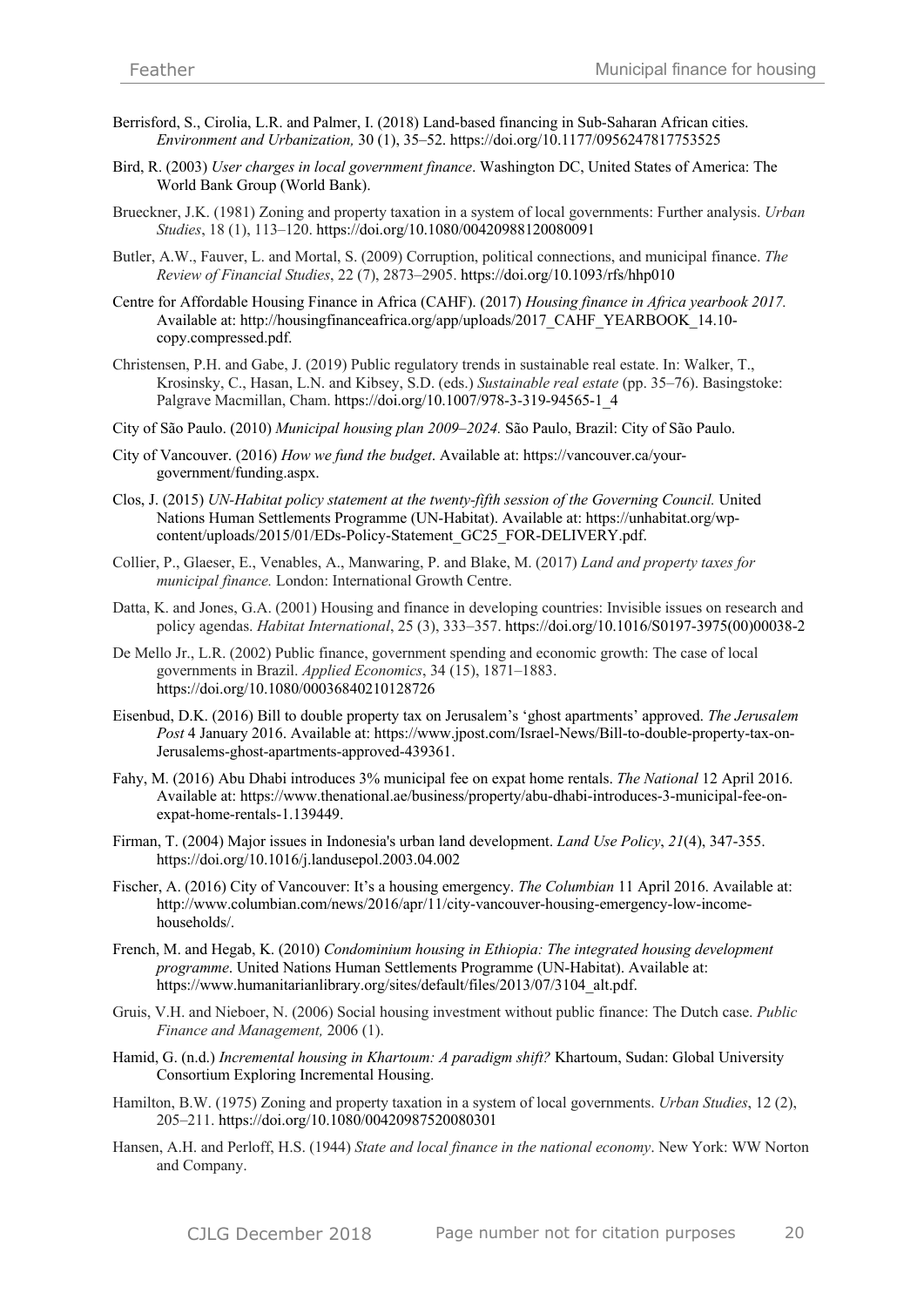Berrisford, S., Cirolia, L.R. and Palmer, I. (2018) Land-based financing in Sub-Saharan African cities. *Environment and Urbanization,* 30 (1), 35–52. https://doi.org/10.1177/0956247817753525

Bird, R. (2003) *User charges in local government finance*. Washington DC, United States of America: The World Bank Group (World Bank).

Brueckner, J.K. (1981) Zoning and property taxation in a system of local governments: Further analysis. *Urban Studies*, 18 (1), 113–120. https://doi.org/10.1080/00420988120080091

Butler, A.W., Fauver, L. and Mortal, S. (2009) Corruption, political connections, and municipal finance. *The Review of Financial Studies*, 22 (7), 2873–2905. https://doi.org/10.1093/rfs/hhp010

Centre for Affordable Housing Finance in Africa (CAHF). (2017) *Housing finance in Africa yearbook 2017.* Available at: http://housingfinanceafrica.org/app/uploads/2017_CAHF_YEARBOOK_14.10-copy.compressed.pdf.

Christensen, P.H. and Gabe, J. (2019) Public regulatory trends in sustainable real estate. In: Walker, T., Krosinsky, C., Hasan, L.N. and Kibsey, S.D. (eds.) *Sustainable real estate* (pp. 35–76). Basingstoke: Palgrave Macmillan, Cham. https://doi.org/10.1007/978-3-319-94565-1_4

City of São Paulo. (2010) *Municipal housing plan 2009–2024.* São Paulo, Brazil: City of São Paulo.

City of Vancouver. (2016) *How we fund the budget*. Available at: https://vancouver.ca/your-government/funding.aspx.

Clos, J. (2015) *UN-Habitat policy statement at the twenty-fifth session of the Governing Council.* United Nations Human Settlements Programme (UN-Habitat). Available at: https://unhabitat.org/wp-content/uploads/2015/01/EDs-Policy-Statement_GC25_FOR-DELIVERY.pdf.

Collier, P., Glaeser, E., Venables, A., Manwaring, P. and Blake, M. (2017) *Land and property taxes for municipal finance.* London: International Growth Centre.

Datta, K. and Jones, G.A. (2001) Housing and finance in developing countries: Invisible issues on research and policy agendas. *Habitat International*, 25 (3), 333–357. https://doi.org/10.1016/S0197-3975(00)00038-2

De Mello Jr., L.R. (2002) Public finance, government spending and economic growth: The case of local governments in Brazil. *Applied Economics*, 34 (15), 1871–1883. https://doi.org/10.1080/00036840210128726

Eisenbud, D.K. (2016) Bill to double property tax on Jerusalem's 'ghost apartments' approved. *The Jerusalem Post* 4 January 2016. Available at: https://www.jpost.com/Israel-News/Bill-to-double-property-tax-on-Jerusalems-ghost-apartments-approved-439361.

Fahy, M. (2016) Abu Dhabi introduces 3% municipal fee on expat home rentals. *The National* 12 April 2016. Available at: https://www.thenational.ae/business/property/abu-dhabi-introduces-3-municipal-fee-on-expat-home-rentals-1.139449.

Firman, T. (2004) Major issues in Indonesia's urban land development. *Land Use Policy*, *21*(4), 347-355. https://doi.org/10.1016/j.landusepol.2003.04.002

Fischer, A. (2016) City of Vancouver: It's a housing emergency. *The Columbian* 11 April 2016. Available at: http://www.columbian.com/news/2016/apr/11/city-vancouver-housing-emergency-low-income-households/.

French, M. and Hegab, K. (2010) *Condominium housing in Ethiopia: The integrated housing development programme*. United Nations Human Settlements Programme (UN-Habitat). Available at: https://www.humanitarianlibrary.org/sites/default/files/2013/07/3104_alt.pdf.

Gruis, V.H. and Nieboer, N. (2006) Social housing investment without public finance: The Dutch case. *Public Finance and Management,* 2006 (1).

Hamid, G. (n.d.) *Incremental housing in Khartoum: A paradigm shift?* Khartoum, Sudan: Global University Consortium Exploring Incremental Housing.

Hamilton, B.W. (1975) Zoning and property taxation in a system of local governments. *Urban Studies*, 12 (2), 205–211. https://doi.org/10.1080/00420987520080301

Hansen, A.H. and Perloff, H.S. (1944) *State and local finance in the national economy*. New York: WW Norton and Company.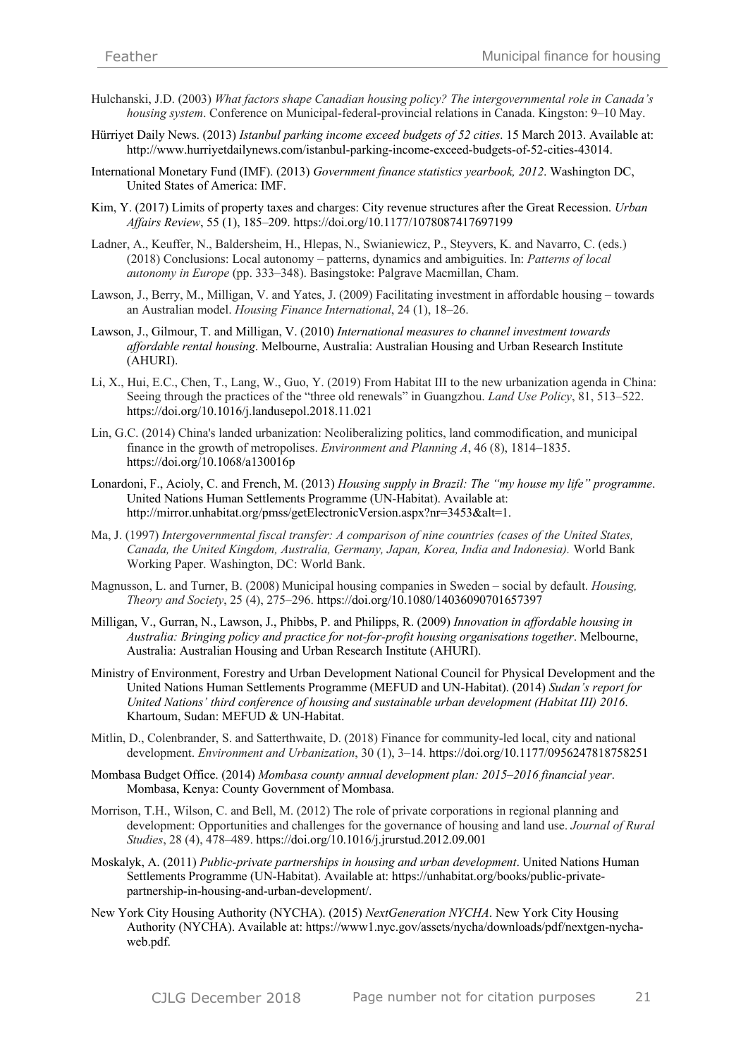Hulchanski, J.D. (2003) *What factors shape Canadian housing policy? The intergovernmental role in Canada's housing system*. Conference on Municipal-federal-provincial relations in Canada. Kingston: 9–10 May.

Hürriyet Daily News. (2013) *Istanbul parking income exceed budgets of 52 cities*. 15 March 2013. Available at: http://www.hurriyetdailynews.com/istanbul-parking-income-exceed-budgets-of-52-cities-43014.

International Monetary Fund (IMF). (2013) *Government finance statistics yearbook, 2012*. Washington DC, United States of America: IMF.

Kim, Y. (2017) Limits of property taxes and charges: City revenue structures after the Great Recession. *Urban Affairs Review*, 55 (1), 185–209. https://doi.org/10.1177/1078087417697199

Ladner, A., Keuffer, N., Baldersheim, H., Hlepas, N., Swianiewicz, P., Steyvers, K. and Navarro, C. (eds.) (2018) Conclusions: Local autonomy – patterns, dynamics and ambiguities. In: *Patterns of local autonomy in Europe* (pp. 333–348). Basingstoke: Palgrave Macmillan, Cham.

Lawson, J., Berry, M., Milligan, V. and Yates, J. (2009) Facilitating investment in affordable housing – towards an Australian model. *Housing Finance International*, 24 (1), 18–26.

Lawson, J., Gilmour, T. and Milligan, V. (2010) *International measures to channel investment towards affordable rental housing*. Melbourne, Australia: Australian Housing and Urban Research Institute (AHURI).

Li, X., Hui, E.C., Chen, T., Lang, W., Guo, Y. (2019) From Habitat III to the new urbanization agenda in China: Seeing through the practices of the "three old renewals" in Guangzhou. *Land Use Policy*, 81, 513–522. https://doi.org/10.1016/j.landusepol.2018.11.021

Lin, G.C. (2014) China's landed urbanization: Neoliberalizing politics, land commodification, and municipal finance in the growth of metropolises. *Environment and Planning A*, 46 (8), 1814–1835. https://doi.org/10.1068/a130016p

Lonardoni, F., Acioly, C. and French, M. (2013) *Housing supply in Brazil: The "my house my life" programme*. United Nations Human Settlements Programme (UN-Habitat). Available at: http://mirror.unhabitat.org/pmss/getElectronicVersion.aspx?nr=3453&alt=1.

Ma, J. (1997) *Intergovernmental fiscal transfer: A comparison of nine countries (cases of the United States, Canada, the United Kingdom, Australia, Germany, Japan, Korea, India and Indonesia).* World Bank Working Paper. Washington, DC: World Bank.

Magnusson, L. and Turner, B. (2008) Municipal housing companies in Sweden – social by default. *Housing, Theory and Society*, 25 (4), 275–296. https://doi.org/10.1080/14036090701657397

Milligan, V., Gurran, N., Lawson, J., Phibbs, P. and Philipps, R. (2009) *Innovation in affordable housing in Australia: Bringing policy and practice for not-for-profit housing organisations together*. Melbourne, Australia: Australian Housing and Urban Research Institute (AHURI).

Ministry of Environment, Forestry and Urban Development National Council for Physical Development and the United Nations Human Settlements Programme (MEFUD and UN-Habitat). (2014) *Sudan's report for United Nations' third conference of housing and sustainable urban development (Habitat III) 2016*. Khartoum, Sudan: MEFUD & UN-Habitat.

Mitlin, D., Colenbrander, S. and Satterthwaite, D. (2018) Finance for community-led local, city and national development. *Environment and Urbanization*, 30 (1), 3–14. https://doi.org/10.1177/0956247818758251

Mombasa Budget Office. (2014) *Mombasa county annual development plan: 2015–2016 financial year*. Mombasa, Kenya: County Government of Mombasa.

Morrison, T.H., Wilson, C. and Bell, M. (2012) The role of private corporations in regional planning and development: Opportunities and challenges for the governance of housing and land use. *Journal of Rural Studies*, 28 (4), 478–489. https://doi.org/10.1016/j.jrurstud.2012.09.001

Moskalyk, A. (2011) *Public-private partnerships in housing and urban development*. United Nations Human Settlements Programme (UN-Habitat). Available at: https://unhabitat.org/books/public-private-partnership-in-housing-and-urban-development/.

New York City Housing Authority (NYCHA). (2015) *NextGeneration NYCHA*. New York City Housing Authority (NYCHA). Available at: https://www1.nyc.gov/assets/nycha/downloads/pdf/nextgen-nycha-web.pdf.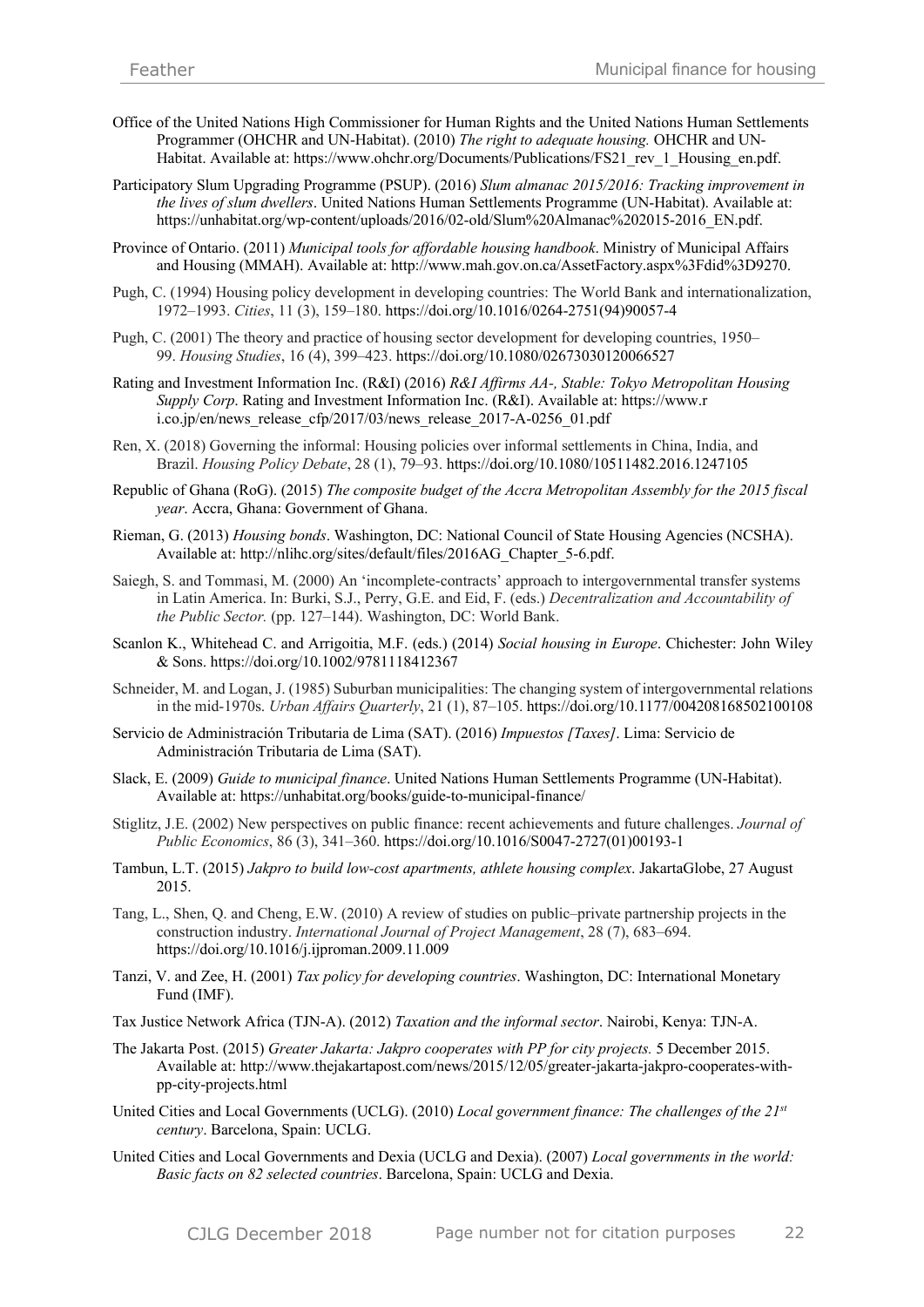Office of the United Nations High Commissioner for Human Rights and the United Nations Human Settlements Programmer (OHCHR and UN-Habitat). (2010) *The right to adequate housing.* OHCHR and UN-Habitat. Available at: https://www.ohchr.org/Documents/Publications/FS21_rev_1_Housing_en.pdf.

Participatory Slum Upgrading Programme (PSUP). (2016) *Slum almanac 2015/2016: Tracking improvement in the lives of slum dwellers*. United Nations Human Settlements Programme (UN-Habitat). Available at: https://unhabitat.org/wp-content/uploads/2016/02-old/Slum%20Almanac%202015-2016_EN.pdf.

Province of Ontario. (2011) *Municipal tools for affordable housing handbook*. Ministry of Municipal Affairs and Housing (MMAH). Available at: http://www.mah.gov.on.ca/AssetFactory.aspx%3Fdid%3D9270.

Pugh, C. (1994) Housing policy development in developing countries: The World Bank and internationalization, 1972–1993. *Cities*, 11 (3), 159–180. https://doi.org/10.1016/0264-2751(94)90057-4

Pugh, C. (2001) The theory and practice of housing sector development for developing countries, 1950–99. *Housing Studies*, 16 (4), 399–423. https://doi.org/10.1080/02673030120066527

Rating and Investment Information Inc. (R&I) (2016) *R&I Affirms AA-, Stable: Tokyo Metropolitan Housing Supply Corp*. Rating and Investment Information Inc. (R&I). Available at: https://www.r i.co.jp/en/news_release_cfp/2017/03/news_release_2017-A-0256_01.pdf

Ren, X. (2018) Governing the informal: Housing policies over informal settlements in China, India, and Brazil. *Housing Policy Debate*, 28 (1), 79–93. https://doi.org/10.1080/10511482.2016.1247105

Republic of Ghana (RoG). (2015) *The composite budget of the Accra Metropolitan Assembly for the 2015 fiscal year*. Accra, Ghana: Government of Ghana.

Rieman, G. (2013) *Housing bonds*. Washington, DC: National Council of State Housing Agencies (NCSHA). Available at: http://nlihc.org/sites/default/files/2016AG_Chapter_5-6.pdf.

Saiegh, S. and Tommasi, M. (2000) An 'incomplete-contracts' approach to intergovernmental transfer systems in Latin America. In: Burki, S.J., Perry, G.E. and Eid, F. (eds.) *Decentralization and Accountability of the Public Sector.* (pp. 127–144). Washington, DC: World Bank.

Scanlon K., Whitehead C. and Arrigoitia, M.F. (eds.) (2014) *Social housing in Europe*. Chichester: John Wiley & Sons. https://doi.org/10.1002/9781118412367

Schneider, M. and Logan, J. (1985) Suburban municipalities: The changing system of intergovernmental relations in the mid-1970s. *Urban Affairs Quarterly*, 21 (1), 87–105. https://doi.org/10.1177/004208168502100108

Servicio de Administración Tributaria de Lima (SAT). (2016) *Impuestos [Taxes]*. Lima: Servicio de Administración Tributaria de Lima (SAT).

Slack, E. (2009) *Guide to municipal finance*. United Nations Human Settlements Programme (UN-Habitat). Available at: https://unhabitat.org/books/guide-to-municipal-finance/

Stiglitz, J.E. (2002) New perspectives on public finance: recent achievements and future challenges. *Journal of Public Economics*, 86 (3), 341–360. https://doi.org/10.1016/S0047-2727(01)00193-1

Tambun, L.T. (2015) *Jakpro to build low-cost apartments, athlete housing complex*. JakartaGlobe, 27 August 2015.

Tang, L., Shen, Q. and Cheng, E.W. (2010) A review of studies on public–private partnership projects in the construction industry. *International Journal of Project Management*, 28 (7), 683–694. https://doi.org/10.1016/j.ijproman.2009.11.009

Tanzi, V. and Zee, H. (2001) *Tax policy for developing countries*. Washington, DC: International Monetary Fund (IMF).

Tax Justice Network Africa (TJN-A). (2012) *Taxation and the informal sector*. Nairobi, Kenya: TJN-A.

The Jakarta Post. (2015) *Greater Jakarta: Jakpro cooperates with PP for city projects.* 5 December 2015. Available at: http://www.thejakartapost.com/news/2015/12/05/greater-jakarta-jakpro-cooperates-with-pp-city-projects.html

United Cities and Local Governments (UCLG). (2010) *Local government finance: The challenges of the 21st century*. Barcelona, Spain: UCLG.

United Cities and Local Governments and Dexia (UCLG and Dexia). (2007) *Local governments in the world: Basic facts on 82 selected countries*. Barcelona, Spain: UCLG and Dexia.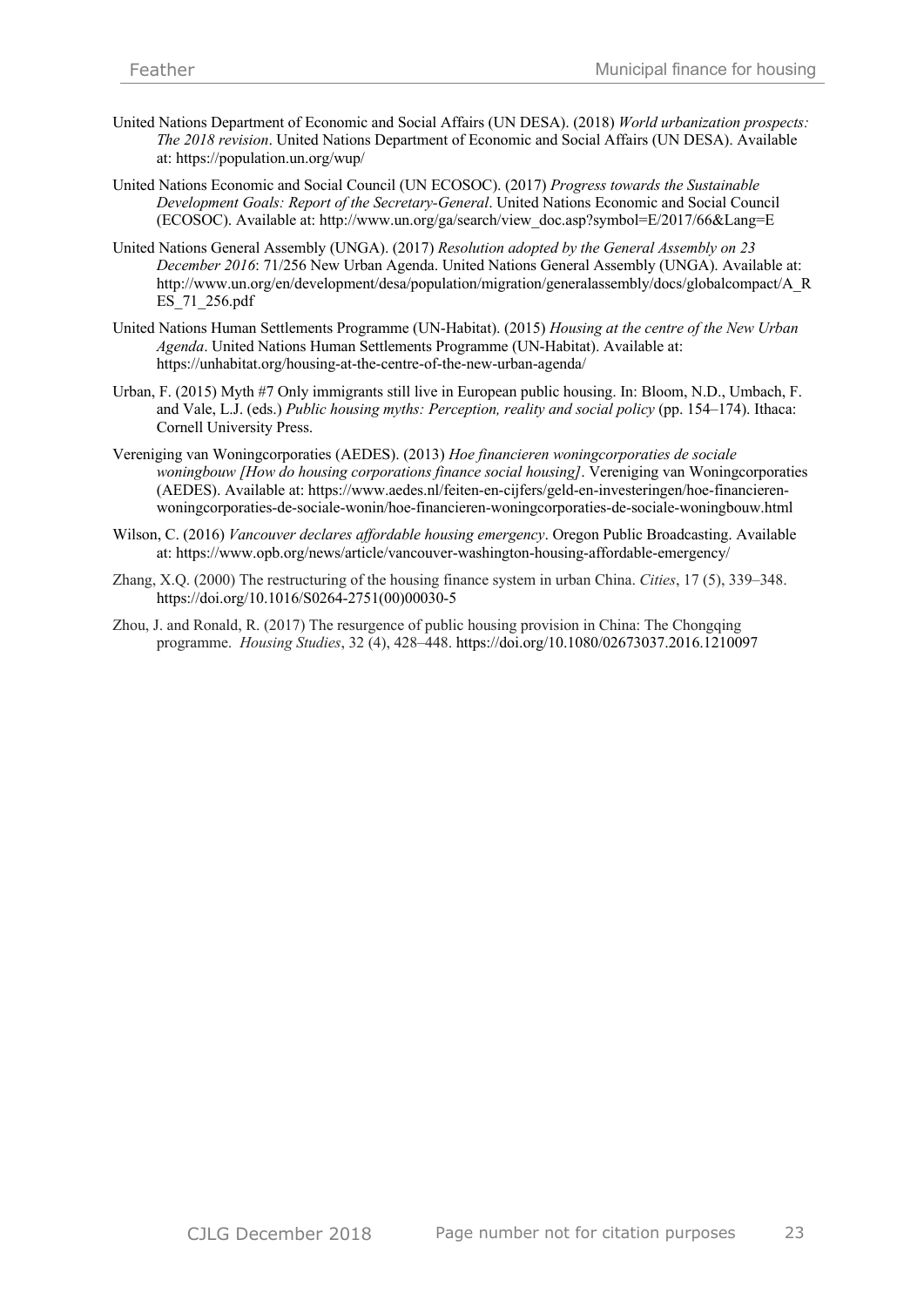United Nations Department of Economic and Social Affairs (UN DESA). (2018) *World urbanization prospects: The 2018 revision*. United Nations Department of Economic and Social Affairs (UN DESA). Available at: https://population.un.org/wup/

United Nations Economic and Social Council (UN ECOSOC). (2017) *Progress towards the Sustainable Development Goals: Report of the Secretary-General*. United Nations Economic and Social Council (ECOSOC). Available at: http://www.un.org/ga/search/view_doc.asp?symbol=E/2017/66&Lang=E

United Nations General Assembly (UNGA). (2017) *Resolution adopted by the General Assembly on 23 December 2016*: 71/256 New Urban Agenda. United Nations General Assembly (UNGA). Available at: http://www.un.org/en/development/desa/population/migration/generalassembly/docs/globalcompact/A_RES_71_256.pdf

United Nations Human Settlements Programme (UN-Habitat). (2015) *Housing at the centre of the New Urban Agenda*. United Nations Human Settlements Programme (UN-Habitat). Available at: https://unhabitat.org/housing-at-the-centre-of-the-new-urban-agenda/

Urban, F. (2015) Myth #7 Only immigrants still live in European public housing. In: Bloom, N.D., Umbach, F. and Vale, L.J. (eds.) *Public housing myths: Perception, reality and social policy* (pp. 154–174). Ithaca: Cornell University Press.

Vereniging van Woningcorporaties (AEDES). (2013) *Hoe financieren woningcorporaties de sociale woningbouw [How do housing corporations finance social housing]*. Vereniging van Woningcorporaties (AEDES). Available at: https://www.aedes.nl/feiten-en-cijfers/geld-en-investeringen/hoe-financieren-woningcorporaties-de-sociale-wonin/hoe-financieren-woningcorporaties-de-sociale-woningbouw.html

Wilson, C. (2016) *Vancouver declares affordable housing emergency*. Oregon Public Broadcasting. Available at: https://www.opb.org/news/article/vancouver-washington-housing-affordable-emergency/

Zhang, X.Q. (2000) The restructuring of the housing finance system in urban China. *Cities*, 17 (5), 339–348. https://doi.org/10.1016/S0264-2751(00)00030-5

Zhou, J. and Ronald, R. (2017) The resurgence of public housing provision in China: The Chongqing programme. *Housing Studies*, 32 (4), 428–448. https://doi.org/10.1080/02673037.2016.1210097